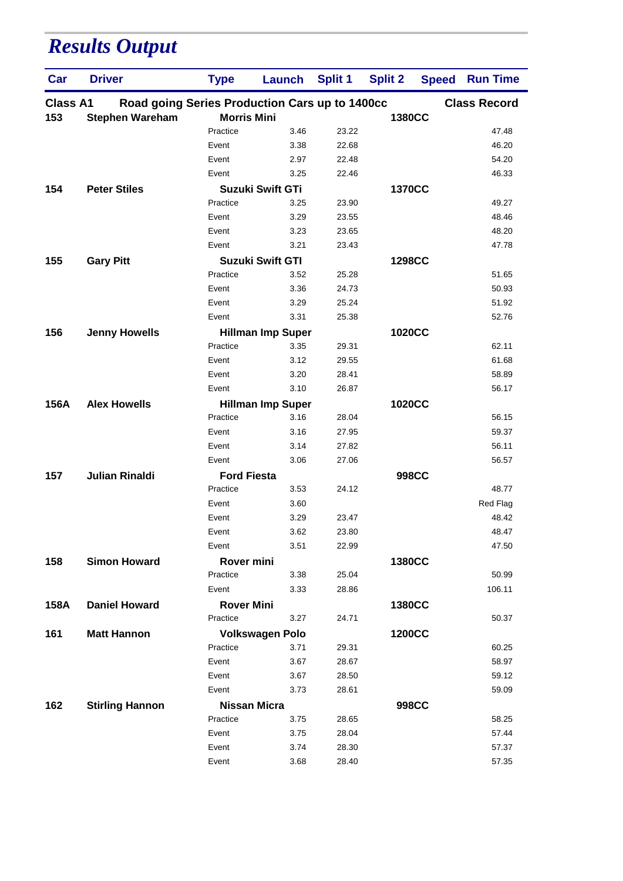# *Results Output*

| Car | Driver | Type | Launch | Split 1 | Split 2 | Speed | Run Time |
|---|---|---|---|---|---|---|---|
| **Class A1** | **Road going Series Production Cars up to 1400cc** | | | | | | **Class Record** |
| **153** | **Stephen Wareham** | **Morris Mini** | | | **1380CC** | | |
| | | Practice | 3.46 | 23.22 | | | 47.48 |
| | | Event | 3.38 | 22.68 | | | 46.20 |
| | | Event | 2.97 | 22.48 | | | 54.20 |
| | | Event | 3.25 | 22.46 | | | 46.33 |
| **154** | **Peter Stiles** | **Suzuki Swift GTi** | | | **1370CC** | | |
| | | Practice | 3.25 | 23.90 | | | 49.27 |
| | | Event | 3.29 | 23.55 | | | 48.46 |
| | | Event | 3.23 | 23.65 | | | 48.20 |
| | | Event | 3.21 | 23.43 | | | 47.78 |
| **155** | **Gary Pitt** | **Suzuki Swift GTI** | | | **1298CC** | | |
| | | Practice | 3.52 | 25.28 | | | 51.65 |
| | | Event | 3.36 | 24.73 | | | 50.93 |
| | | Event | 3.29 | 25.24 | | | 51.92 |
| | | Event | 3.31 | 25.38 | | | 52.76 |
| **156** | **Jenny Howells** | **Hillman Imp Super** | | | **1020CC** | | |
| | | Practice | 3.35 | 29.31 | | | 62.11 |
| | | Event | 3.12 | 29.55 | | | 61.68 |
| | | Event | 3.20 | 28.41 | | | 58.89 |
| | | Event | 3.10 | 26.87 | | | 56.17 |
| **156A** | **Alex Howells** | **Hillman Imp Super** | | | **1020CC** | | |
| | | Practice | 3.16 | 28.04 | | | 56.15 |
| | | Event | 3.16 | 27.95 | | | 59.37 |
| | | Event | 3.14 | 27.82 | | | 56.11 |
| | | Event | 3.06 | 27.06 | | | 56.57 |
| **157** | **Julian Rinaldi** | **Ford Fiesta** | | | **998CC** | | |
| | | Practice | 3.53 | 24.12 | | | 48.77 |
| | | Event | 3.60 | | | | Red Flag |
| | | Event | 3.29 | 23.47 | | | 48.42 |
| | | Event | 3.62 | 23.80 | | | 48.47 |
| | | Event | 3.51 | 22.99 | | | 47.50 |
| **158** | **Simon Howard** | **Rover mini** | | | **1380CC** | | |
| | | Practice | 3.38 | 25.04 | | | 50.99 |
| | | Event | 3.33 | 28.86 | | | 106.11 |
| **158A** | **Daniel Howard** | **Rover Mini** | | | **1380CC** | | |
| | | Practice | 3.27 | 24.71 | | | 50.37 |
| **161** | **Matt Hannon** | **Volkswagen Polo** | | | **1200CC** | | |
| | | Practice | 3.71 | 29.31 | | | 60.25 |
| | | Event | 3.67 | 28.67 | | | 58.97 |
| | | Event | 3.67 | 28.50 | | | 59.12 |
| | | Event | 3.73 | 28.61 | | | 59.09 |
| **162** | **Stirling Hannon** | **Nissan Micra** | | | **998CC** | | |
| | | Practice | 3.75 | 28.65 | | | 58.25 |
| | | Event | 3.75 | 28.04 | | | 57.44 |
| | | Event | 3.74 | 28.30 | | | 57.37 |
| | | Event | 3.68 | 28.40 | | | 57.35 |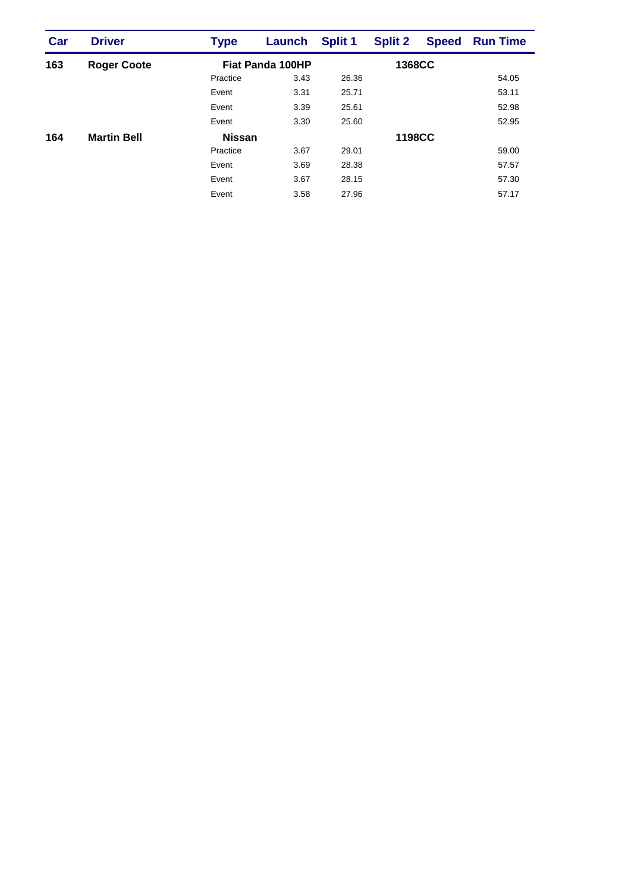| Car | Driver | Type | Launch | Split 1 | Split 2 | Speed | Run Time |
|---|---|---|---|---|---|---|---|
| **163** | **Roger Coote** | **Fiat Panda 100HP** | | | **1368CC** | | |
| | | Practice | 3.43 | 26.36 | | | 54.05 |
| | | Event | 3.31 | 25.71 | | | 53.11 |
| | | Event | 3.39 | 25.61 | | | 52.98 |
| | | Event | 3.30 | 25.60 | | | 52.95 |
| **164** | **Martin Bell** | **Nissan** | | | **1198CC** | | |
| | | Practice | 3.67 | 29.01 | | | 59.00 |
| | | Event | 3.69 | 28.38 | | | 57.57 |
| | | Event | 3.67 | 28.15 | | | 57.30 |
| | | Event | 3.58 | 27.96 | | | 57.17 |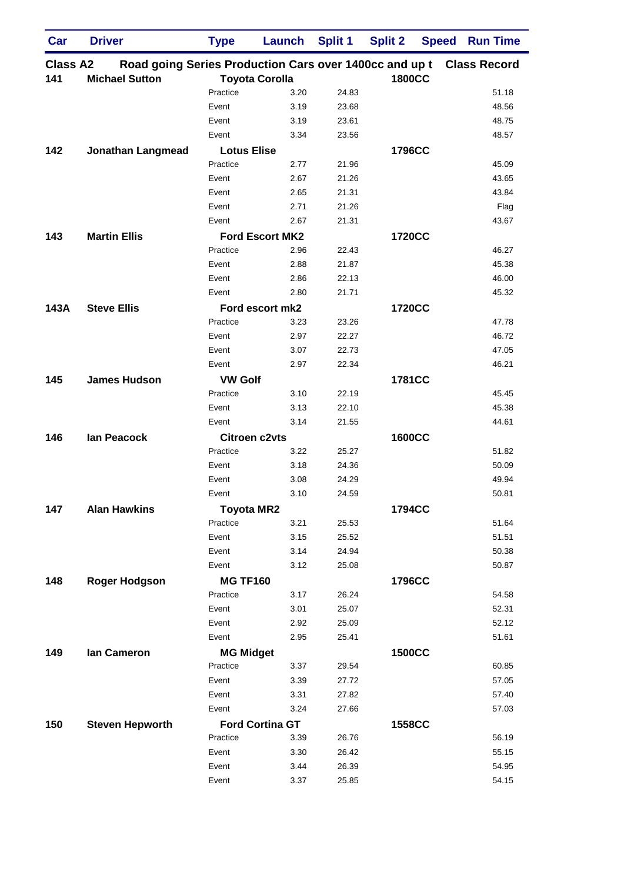| Car | Driver | Type | Launch | Split 1 | Split 2 | Speed | Run Time |
|---|---|---|---|---|---|---|---|
| **Class A2** | **Road going Series Production Cars over 1400cc and up t** | | | | | | **Class Record** |
| **141** | **Michael Sutton** | **Toyota Corolla** | | | **1800CC** | | |
| | | Practice | 3.20 | 24.83 | | | 51.18 |
| | | Event | 3.19 | 23.68 | | | 48.56 |
| | | Event | 3.19 | 23.61 | | | 48.75 |
| | | Event | 3.34 | 23.56 | | | 48.57 |
| **142** | **Jonathan Langmead** | **Lotus Elise** | | | **1796CC** | | |
| | | Practice | 2.77 | 21.96 | | | 45.09 |
| | | Event | 2.67 | 21.26 | | | 43.65 |
| | | Event | 2.65 | 21.31 | | | 43.84 |
| | | Event | 2.71 | 21.26 | | | Flag |
| | | Event | 2.67 | 21.31 | | | 43.67 |
| **143** | **Martin Ellis** | **Ford Escort MK2** | | | **1720CC** | | |
| | | Practice | 2.96 | 22.43 | | | 46.27 |
| | | Event | 2.88 | 21.87 | | | 45.38 |
| | | Event | 2.86 | 22.13 | | | 46.00 |
| | | Event | 2.80 | 21.71 | | | 45.32 |
| **143A** | **Steve Ellis** | **Ford escort mk2** | | | **1720CC** | | |
| | | Practice | 3.23 | 23.26 | | | 47.78 |
| | | Event | 2.97 | 22.27 | | | 46.72 |
| | | Event | 3.07 | 22.73 | | | 47.05 |
| | | Event | 2.97 | 22.34 | | | 46.21 |
| **145** | **James Hudson** | **VW Golf** | | | **1781CC** | | |
| | | Practice | 3.10 | 22.19 | | | 45.45 |
| | | Event | 3.13 | 22.10 | | | 45.38 |
| | | Event | 3.14 | 21.55 | | | 44.61 |
| **146** | **Ian Peacock** | **Citroen c2vts** | | | **1600CC** | | |
| | | Practice | 3.22 | 25.27 | | | 51.82 |
| | | Event | 3.18 | 24.36 | | | 50.09 |
| | | Event | 3.08 | 24.29 | | | 49.94 |
| | | Event | 3.10 | 24.59 | | | 50.81 |
| **147** | **Alan Hawkins** | **Toyota MR2** | | | **1794CC** | | |
| | | Practice | 3.21 | 25.53 | | | 51.64 |
| | | Event | 3.15 | 25.52 | | | 51.51 |
| | | Event | 3.14 | 24.94 | | | 50.38 |
| | | Event | 3.12 | 25.08 | | | 50.87 |
| **148** | **Roger Hodgson** | **MG TF160** | | | **1796CC** | | |
| | | Practice | 3.17 | 26.24 | | | 54.58 |
| | | Event | 3.01 | 25.07 | | | 52.31 |
| | | Event | 2.92 | 25.09 | | | 52.12 |
| | | Event | 2.95 | 25.41 | | | 51.61 |
| **149** | **Ian Cameron** | **MG Midget** | | | **1500CC** | | |
| | | Practice | 3.37 | 29.54 | | | 60.85 |
| | | Event | 3.39 | 27.72 | | | 57.05 |
| | | Event | 3.31 | 27.82 | | | 57.40 |
| | | Event | 3.24 | 27.66 | | | 57.03 |
| **150** | **Steven Hepworth** | **Ford Cortina GT** | | | **1558CC** | | |
| | | Practice | 3.39 | 26.76 | | | 56.19 |
| | | Event | 3.30 | 26.42 | | | 55.15 |
| | | Event | 3.44 | 26.39 | | | 54.95 |
| | | Event | 3.37 | 25.85 | | | 54.15 |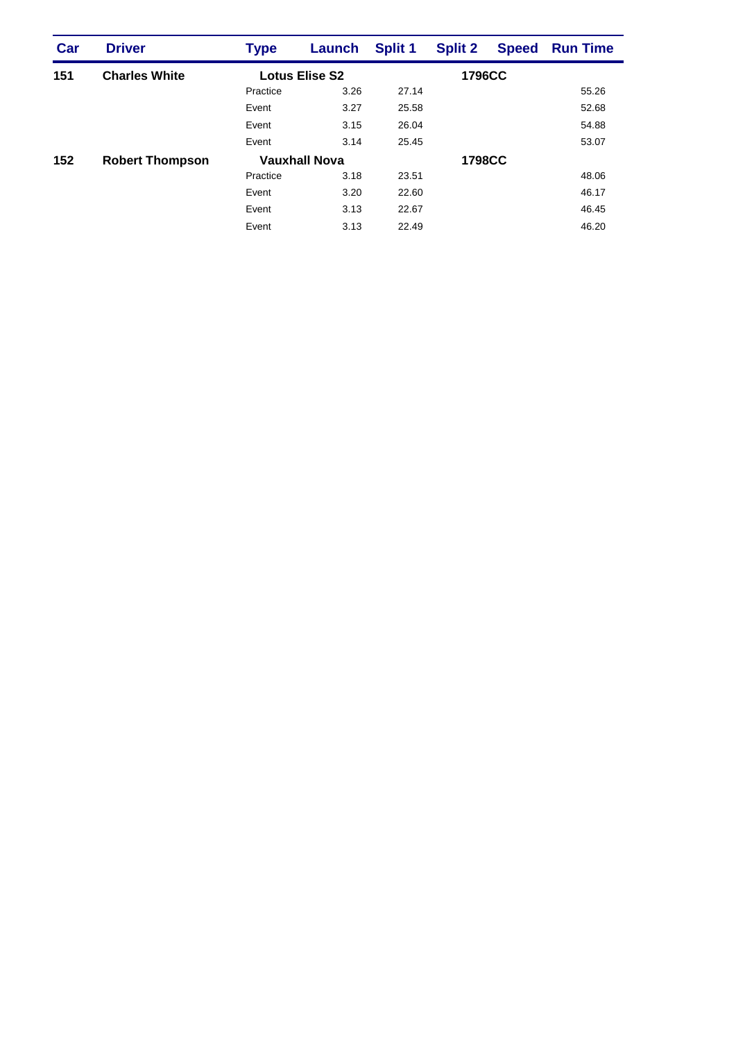| Car | Driver | Type | Launch | Split 1 | Split 2 | Speed | Run Time |
|---|---|---|---|---|---|---|---|
| **151** | **Charles White** | **Lotus Elise S2** | | | **1796CC** | | |
| | | Practice | 3.26 | 27.14 | | | 55.26 |
| | | Event | 3.27 | 25.58 | | | 52.68 |
| | | Event | 3.15 | 26.04 | | | 54.88 |
| | | Event | 3.14 | 25.45 | | | 53.07 |
| **152** | **Robert Thompson** | **Vauxhall Nova** | | | **1798CC** | | |
| | | Practice | 3.18 | 23.51 | | | 48.06 |
| | | Event | 3.20 | 22.60 | | | 46.17 |
| | | Event | 3.13 | 22.67 | | | 46.45 |
| | | Event | 3.13 | 22.49 | | | 46.20 |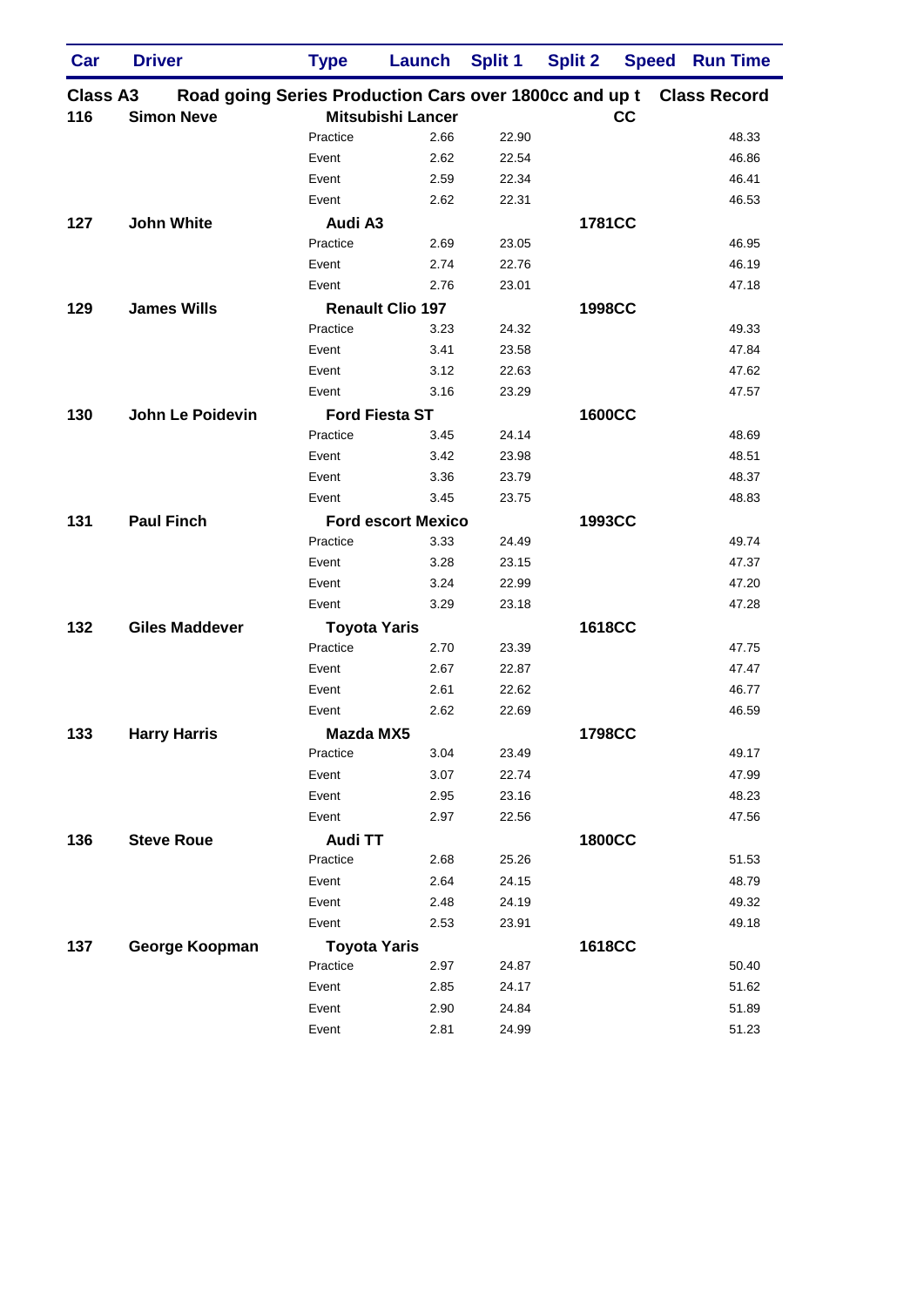| Car | Driver | Type | Launch | Split 1 | Split 2 | Speed | Run Time |
|---|---|---|---|---|---|---|---|
| **Class A3** | **Road going Series Production Cars over 1800cc and up t** | | | | | | **Class Record** |
| **116** | **Simon Neve** | **Mitsubishi Lancer** | | | | **CC** | |
| | | Practice | 2.66 | 22.90 | | | 48.33 |
| | | Event | 2.62 | 22.54 | | | 46.86 |
| | | Event | 2.59 | 22.34 | | | 46.41 |
| | | Event | 2.62 | 22.31 | | | 46.53 |
| **127** | **John White** | **Audi A3** | | | **1781CC** | | |
| | | Practice | 2.69 | 23.05 | | | 46.95 |
| | | Event | 2.74 | 22.76 | | | 46.19 |
| | | Event | 2.76 | 23.01 | | | 47.18 |
| **129** | **James Wills** | **Renault Clio 197** | | | **1998CC** | | |
| | | Practice | 3.23 | 24.32 | | | 49.33 |
| | | Event | 3.41 | 23.58 | | | 47.84 |
| | | Event | 3.12 | 22.63 | | | 47.62 |
| | | Event | 3.16 | 23.29 | | | 47.57 |
| **130** | **John Le Poidevin** | **Ford Fiesta ST** | | | **1600CC** | | |
| | | Practice | 3.45 | 24.14 | | | 48.69 |
| | | Event | 3.42 | 23.98 | | | 48.51 |
| | | Event | 3.36 | 23.79 | | | 48.37 |
| | | Event | 3.45 | 23.75 | | | 48.83 |
| **131** | **Paul Finch** | **Ford escort Mexico** | | | **1993CC** | | |
| | | Practice | 3.33 | 24.49 | | | 49.74 |
| | | Event | 3.28 | 23.15 | | | 47.37 |
| | | Event | 3.24 | 22.99 | | | 47.20 |
| | | Event | 3.29 | 23.18 | | | 47.28 |
| **132** | **Giles Maddever** | **Toyota Yaris** | | | **1618CC** | | |
| | | Practice | 2.70 | 23.39 | | | 47.75 |
| | | Event | 2.67 | 22.87 | | | 47.47 |
| | | Event | 2.61 | 22.62 | | | 46.77 |
| | | Event | 2.62 | 22.69 | | | 46.59 |
| **133** | **Harry Harris** | **Mazda MX5** | | | **1798CC** | | |
| | | Practice | 3.04 | 23.49 | | | 49.17 |
| | | Event | 3.07 | 22.74 | | | 47.99 |
| | | Event | 2.95 | 23.16 | | | 48.23 |
| | | Event | 2.97 | 22.56 | | | 47.56 |
| **136** | **Steve Roue** | **Audi TT** | | | **1800CC** | | |
| | | Practice | 2.68 | 25.26 | | | 51.53 |
| | | Event | 2.64 | 24.15 | | | 48.79 |
| | | Event | 2.48 | 24.19 | | | 49.32 |
| | | Event | 2.53 | 23.91 | | | 49.18 |
| **137** | **George Koopman** | **Toyota Yaris** | | | **1618CC** | | |
| | | Practice | 2.97 | 24.87 | | | 50.40 |
| | | Event | 2.85 | 24.17 | | | 51.62 |
| | | Event | 2.90 | 24.84 | | | 51.89 |
| | | Event | 2.81 | 24.99 | | | 51.23 |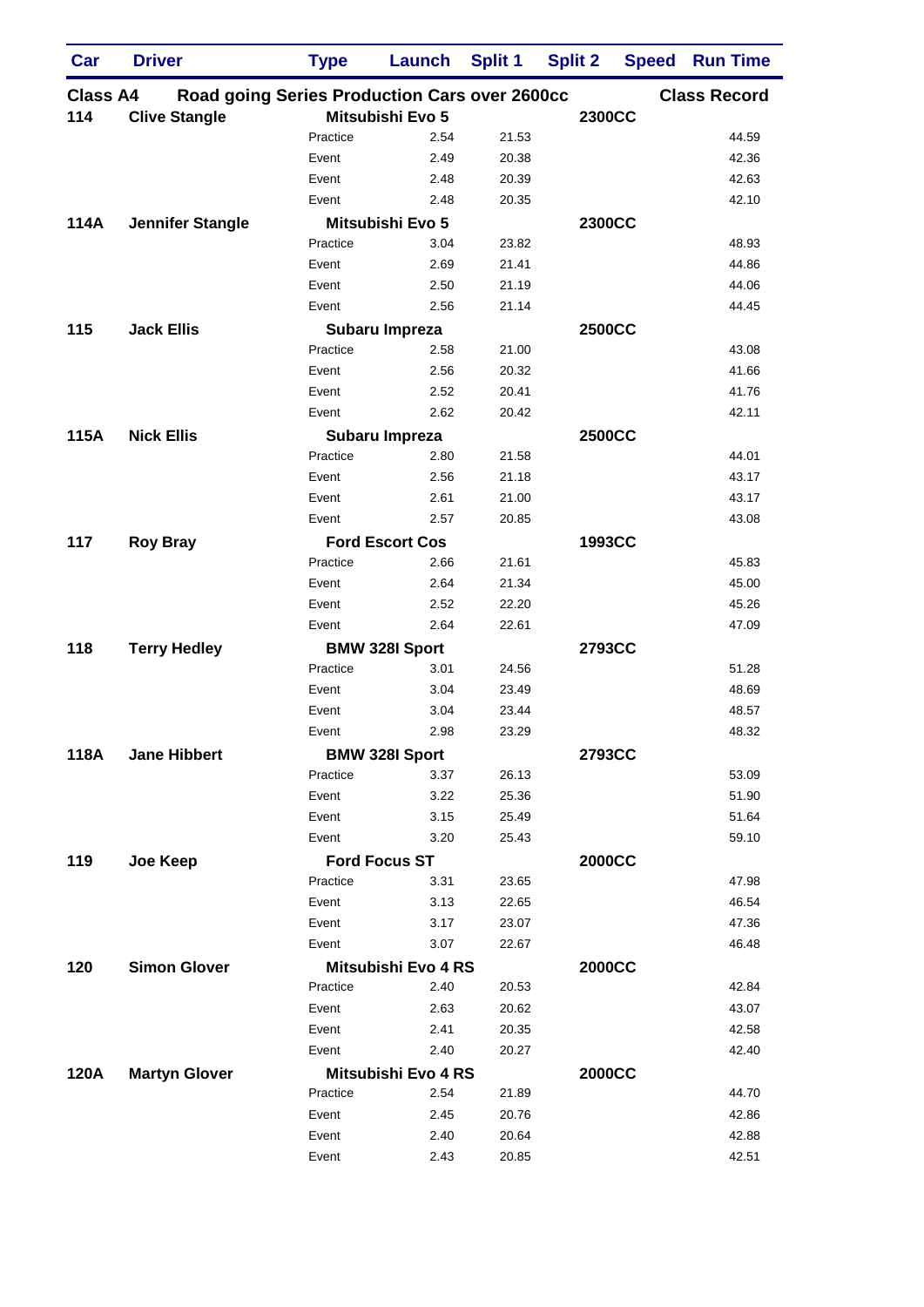| Car | Driver | Type | Launch | Split 1 | Split 2 | Speed | Run Time |
|---|---|---|---|---|---|---|---|
| **Class A4** | **Road going Series Production Cars over 2600cc** | | | | | | **Class Record** |
| **114** | **Clive Stangle** | **Mitsubishi Evo 5** | | | **2300CC** | | |
| | | Practice | 2.54 | 21.53 | | | 44.59 |
| | | Event | 2.49 | 20.38 | | | 42.36 |
| | | Event | 2.48 | 20.39 | | | 42.63 |
| | | Event | 2.48 | 20.35 | | | 42.10 |
| **114A** | **Jennifer Stangle** | **Mitsubishi Evo 5** | | | **2300CC** | | |
| | | Practice | 3.04 | 23.82 | | | 48.93 |
| | | Event | 2.69 | 21.41 | | | 44.86 |
| | | Event | 2.50 | 21.19 | | | 44.06 |
| | | Event | 2.56 | 21.14 | | | 44.45 |
| **115** | **Jack Ellis** | **Subaru Impreza** | | | **2500CC** | | |
| | | Practice | 2.58 | 21.00 | | | 43.08 |
| | | Event | 2.56 | 20.32 | | | 41.66 |
| | | Event | 2.52 | 20.41 | | | 41.76 |
| | | Event | 2.62 | 20.42 | | | 42.11 |
| **115A** | **Nick Ellis** | **Subaru Impreza** | | | **2500CC** | | |
| | | Practice | 2.80 | 21.58 | | | 44.01 |
| | | Event | 2.56 | 21.18 | | | 43.17 |
| | | Event | 2.61 | 21.00 | | | 43.17 |
| | | Event | 2.57 | 20.85 | | | 43.08 |
| **117** | **Roy Bray** | **Ford Escort Cos** | | | **1993CC** | | |
| | | Practice | 2.66 | 21.61 | | | 45.83 |
| | | Event | 2.64 | 21.34 | | | 45.00 |
| | | Event | 2.52 | 22.20 | | | 45.26 |
| | | Event | 2.64 | 22.61 | | | 47.09 |
| **118** | **Terry Hedley** | **BMW 328I Sport** | | | **2793CC** | | |
| | | Practice | 3.01 | 24.56 | | | 51.28 |
| | | Event | 3.04 | 23.49 | | | 48.69 |
| | | Event | 3.04 | 23.44 | | | 48.57 |
| | | Event | 2.98 | 23.29 | | | 48.32 |
| **118A** | **Jane Hibbert** | **BMW 328I Sport** | | | **2793CC** | | |
| | | Practice | 3.37 | 26.13 | | | 53.09 |
| | | Event | 3.22 | 25.36 | | | 51.90 |
| | | Event | 3.15 | 25.49 | | | 51.64 |
| | | Event | 3.20 | 25.43 | | | 59.10 |
| **119** | **Joe Keep** | **Ford Focus ST** | | | **2000CC** | | |
| | | Practice | 3.31 | 23.65 | | | 47.98 |
| | | Event | 3.13 | 22.65 | | | 46.54 |
| | | Event | 3.17 | 23.07 | | | 47.36 |
| | | Event | 3.07 | 22.67 | | | 46.48 |
| **120** | **Simon Glover** | **Mitsubishi Evo 4 RS** | | | **2000CC** | | |
| | | Practice | 2.40 | 20.53 | | | 42.84 |
| | | Event | 2.63 | 20.62 | | | 43.07 |
| | | Event | 2.41 | 20.35 | | | 42.58 |
| | | Event | 2.40 | 20.27 | | | 42.40 |
| **120A** | **Martyn Glover** | **Mitsubishi Evo 4 RS** | | | **2000CC** | | |
| | | Practice | 2.54 | 21.89 | | | 44.70 |
| | | Event | 2.45 | 20.76 | | | 42.86 |
| | | Event | 2.40 | 20.64 | | | 42.88 |
| | | Event | 2.43 | 20.85 | | | 42.51 |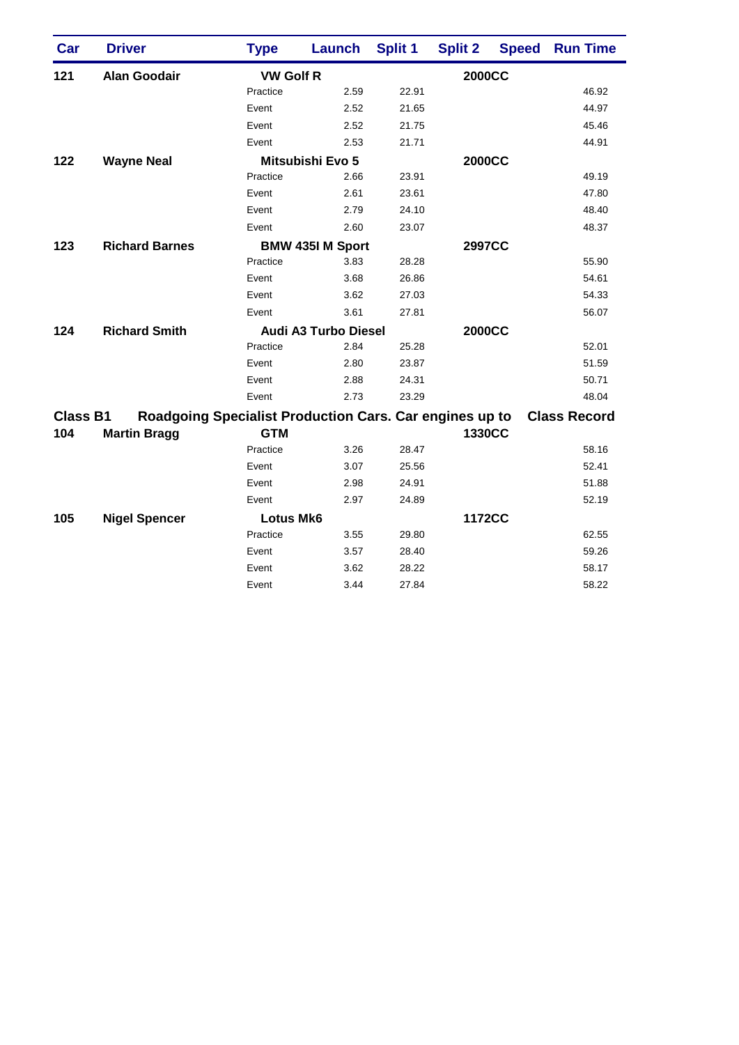| Car | Driver | Type | Launch | Split 1 | Split 2 | Speed | Run Time |
|---|---|---|---|---|---|---|---|
| **121** | **Alan Goodair** | **VW Golf R** | | | **2000CC** | | |
| | | Practice | 2.59 | 22.91 | | | 46.92 |
| | | Event | 2.52 | 21.65 | | | 44.97 |
| | | Event | 2.52 | 21.75 | | | 45.46 |
| | | Event | 2.53 | 21.71 | | | 44.91 |
| **122** | **Wayne Neal** | **Mitsubishi Evo 5** | | | **2000CC** | | |
| | | Practice | 2.66 | 23.91 | | | 49.19 |
| | | Event | 2.61 | 23.61 | | | 47.80 |
| | | Event | 2.79 | 24.10 | | | 48.40 |
| | | Event | 2.60 | 23.07 | | | 48.37 |
| **123** | **Richard Barnes** | **BMW 435I M Sport** | | | **2997CC** | | |
| | | Practice | 3.83 | 28.28 | | | 55.90 |
| | | Event | 3.68 | 26.86 | | | 54.61 |
| | | Event | 3.62 | 27.03 | | | 54.33 |
| | | Event | 3.61 | 27.81 | | | 56.07 |
| **124** | **Richard Smith** | **Audi A3 Turbo Diesel** | | | **2000CC** | | |
| | | Practice | 2.84 | 25.28 | | | 52.01 |
| | | Event | 2.80 | 23.87 | | | 51.59 |
| | | Event | 2.88 | 24.31 | | | 50.71 |
| | | Event | 2.73 | 23.29 | | | 48.04 |
| **Class B1** | **Roadgoing Specialist Production Cars. Car engines up to** | | | | | | **Class Record** |
| **104** | **Martin Bragg** | **GTM** | | | **1330CC** | | |
| | | Practice | 3.26 | 28.47 | | | 58.16 |
| | | Event | 3.07 | 25.56 | | | 52.41 |
| | | Event | 2.98 | 24.91 | | | 51.88 |
| | | Event | 2.97 | 24.89 | | | 52.19 |
| **105** | **Nigel Spencer** | **Lotus Mk6** | | | **1172CC** | | |
| | | Practice | 3.55 | 29.80 | | | 62.55 |
| | | Event | 3.57 | 28.40 | | | 59.26 |
| | | Event | 3.62 | 28.22 | | | 58.17 |
| | | Event | 3.44 | 27.84 | | | 58.22 |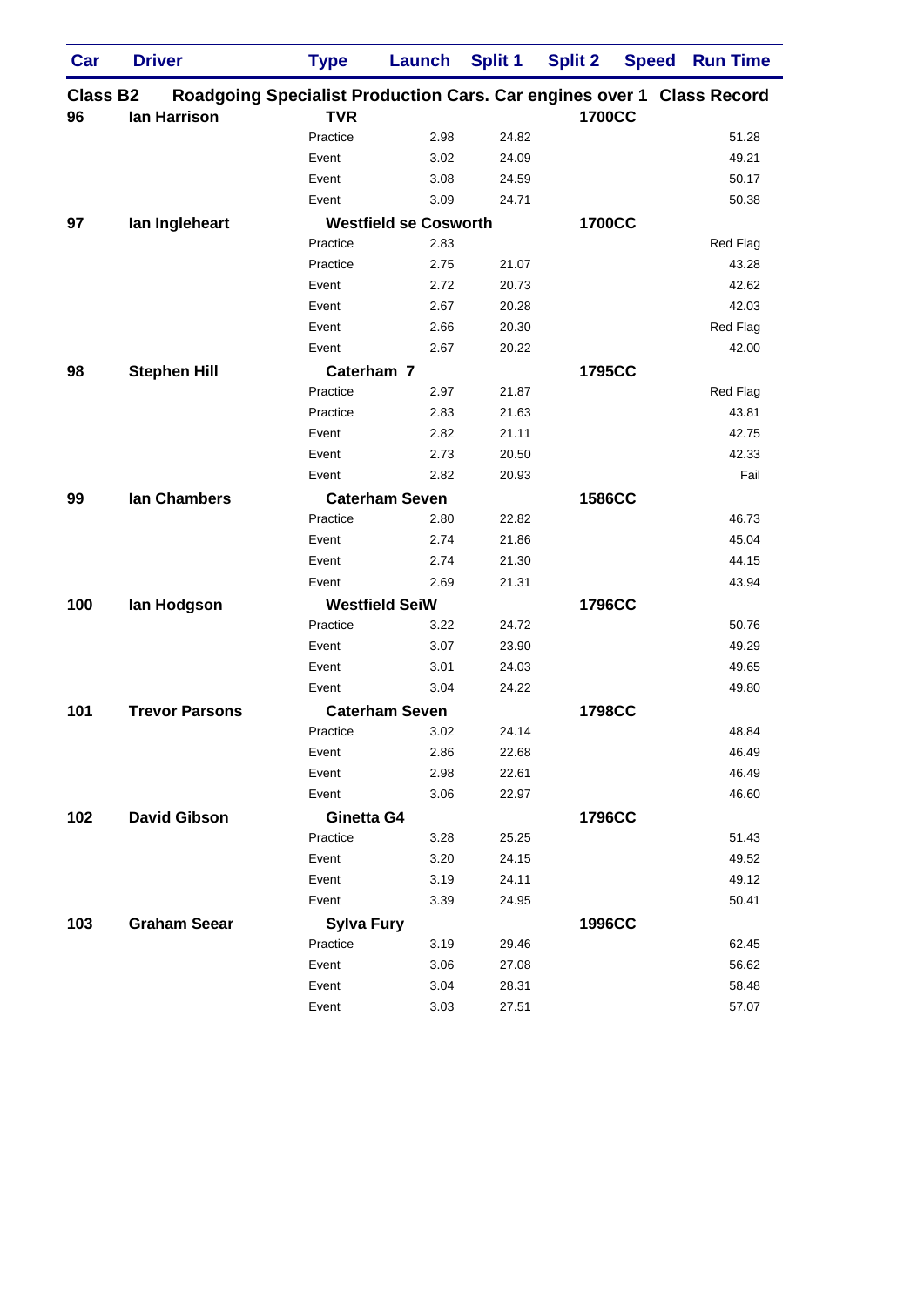| Car | Driver | Type | Launch | Split 1 | Split 2 | Speed | Run Time |
|---|---|---|---|---|---|---|---|
| **Class B2** | **Roadgoing Specialist Production Cars. Car engines over 1** | | | | | | **Class Record** |
| **96** | **Ian Harrison** | **TVR** | | | **1700CC** | | |
| | | Practice | 2.98 | 24.82 | | | 51.28 |
| | | Event | 3.02 | 24.09 | | | 49.21 |
| | | Event | 3.08 | 24.59 | | | 50.17 |
| | | Event | 3.09 | 24.71 | | | 50.38 |
| **97** | **Ian Ingleheart** | **Westfield se Cosworth** | | | **1700CC** | | |
| | | Practice | 2.83 | | | | Red Flag |
| | | Practice | 2.75 | 21.07 | | | 43.28 |
| | | Event | 2.72 | 20.73 | | | 42.62 |
| | | Event | 2.67 | 20.28 | | | 42.03 |
| | | Event | 2.66 | 20.30 | | | Red Flag |
| | | Event | 2.67 | 20.22 | | | 42.00 |
| **98** | **Stephen Hill** | **Caterham 7** | | | **1795CC** | | |
| | | Practice | 2.97 | 21.87 | | | Red Flag |
| | | Practice | 2.83 | 21.63 | | | 43.81 |
| | | Event | 2.82 | 21.11 | | | 42.75 |
| | | Event | 2.73 | 20.50 | | | 42.33 |
| | | Event | 2.82 | 20.93 | | | Fail |
| **99** | **Ian Chambers** | **Caterham Seven** | | | **1586CC** | | |
| | | Practice | 2.80 | 22.82 | | | 46.73 |
| | | Event | 2.74 | 21.86 | | | 45.04 |
| | | Event | 2.74 | 21.30 | | | 44.15 |
| | | Event | 2.69 | 21.31 | | | 43.94 |
| **100** | **Ian Hodgson** | **Westfield SeiW** | | | **1796CC** | | |
| | | Practice | 3.22 | 24.72 | | | 50.76 |
| | | Event | 3.07 | 23.90 | | | 49.29 |
| | | Event | 3.01 | 24.03 | | | 49.65 |
| | | Event | 3.04 | 24.22 | | | 49.80 |
| **101** | **Trevor Parsons** | **Caterham Seven** | | | **1798CC** | | |
| | | Practice | 3.02 | 24.14 | | | 48.84 |
| | | Event | 2.86 | 22.68 | | | 46.49 |
| | | Event | 2.98 | 22.61 | | | 46.49 |
| | | Event | 3.06 | 22.97 | | | 46.60 |
| **102** | **David Gibson** | **Ginetta G4** | | | **1796CC** | | |
| | | Practice | 3.28 | 25.25 | | | 51.43 |
| | | Event | 3.20 | 24.15 | | | 49.52 |
| | | Event | 3.19 | 24.11 | | | 49.12 |
| | | Event | 3.39 | 24.95 | | | 50.41 |
| **103** | **Graham Seear** | **Sylva Fury** | | | **1996CC** | | |
| | | Practice | 3.19 | 29.46 | | | 62.45 |
| | | Event | 3.06 | 27.08 | | | 56.62 |
| | | Event | 3.04 | 28.31 | | | 58.48 |
| | | Event | 3.03 | 27.51 | | | 57.07 |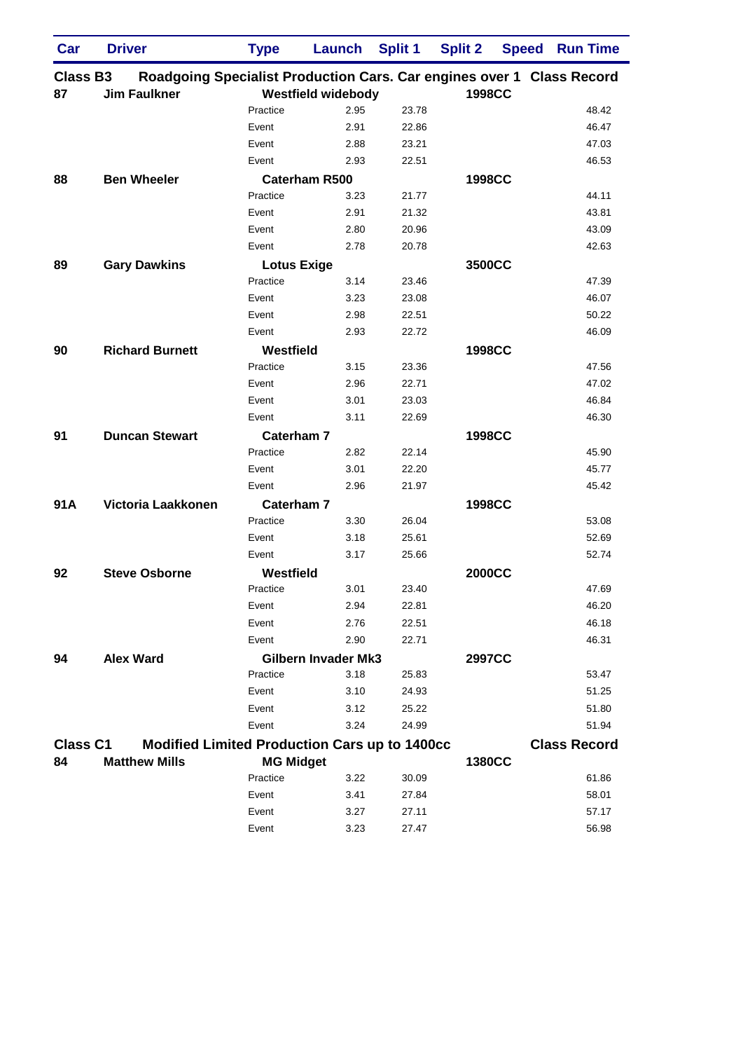| Car | Driver | Type | Launch | Split 1 | Split 2 | Speed | Run Time |
|---|---|---|---|---|---|---|---|
| **Class B3** | **Roadgoing Specialist Production Cars. Car engines over 1** | | | | | | **Class Record** |
| **87** | **Jim Faulkner** | **Westfield widebody** | | | **1998CC** | | |
| | | Practice | 2.95 | 23.78 | | | 48.42 |
| | | Event | 2.91 | 22.86 | | | 46.47 |
| | | Event | 2.88 | 23.21 | | | 47.03 |
| | | Event | 2.93 | 22.51 | | | 46.53 |
| **88** | **Ben Wheeler** | **Caterham R500** | | | **1998CC** | | |
| | | Practice | 3.23 | 21.77 | | | 44.11 |
| | | Event | 2.91 | 21.32 | | | 43.81 |
| | | Event | 2.80 | 20.96 | | | 43.09 |
| | | Event | 2.78 | 20.78 | | | 42.63 |
| **89** | **Gary Dawkins** | **Lotus Exige** | | | **3500CC** | | |
| | | Practice | 3.14 | 23.46 | | | 47.39 |
| | | Event | 3.23 | 23.08 | | | 46.07 |
| | | Event | 2.98 | 22.51 | | | 50.22 |
| | | Event | 2.93 | 22.72 | | | 46.09 |
| **90** | **Richard Burnett** | **Westfield** | | | **1998CC** | | |
| | | Practice | 3.15 | 23.36 | | | 47.56 |
| | | Event | 2.96 | 22.71 | | | 47.02 |
| | | Event | 3.01 | 23.03 | | | 46.84 |
| | | Event | 3.11 | 22.69 | | | 46.30 |
| **91** | **Duncan Stewart** | **Caterham 7** | | | **1998CC** | | |
| | | Practice | 2.82 | 22.14 | | | 45.90 |
| | | Event | 3.01 | 22.20 | | | 45.77 |
| | | Event | 2.96 | 21.97 | | | 45.42 |
| **91A** | **Victoria Laakkonen** | **Caterham 7** | | | **1998CC** | | |
| | | Practice | 3.30 | 26.04 | | | 53.08 |
| | | Event | 3.18 | 25.61 | | | 52.69 |
| | | Event | 3.17 | 25.66 | | | 52.74 |
| **92** | **Steve Osborne** | **Westfield** | | | **2000CC** | | |
| | | Practice | 3.01 | 23.40 | | | 47.69 |
| | | Event | 2.94 | 22.81 | | | 46.20 |
| | | Event | 2.76 | 22.51 | | | 46.18 |
| | | Event | 2.90 | 22.71 | | | 46.31 |
| **94** | **Alex Ward** | **Gilbern Invader Mk3** | | | **2997CC** | | |
| | | Practice | 3.18 | 25.83 | | | 53.47 |
| | | Event | 3.10 | 24.93 | | | 51.25 |
| | | Event | 3.12 | 25.22 | | | 51.80 |
| | | Event | 3.24 | 24.99 | | | 51.94 |
| **Class C1** | **Modified Limited Production Cars up to 1400cc** | | | | | | **Class Record** |
| **84** | **Matthew Mills** | **MG Midget** | | | **1380CC** | | |
| | | Practice | 3.22 | 30.09 | | | 61.86 |
| | | Event | 3.41 | 27.84 | | | 58.01 |
| | | Event | 3.27 | 27.11 | | | 57.17 |
| | | Event | 3.23 | 27.47 | | | 56.98 |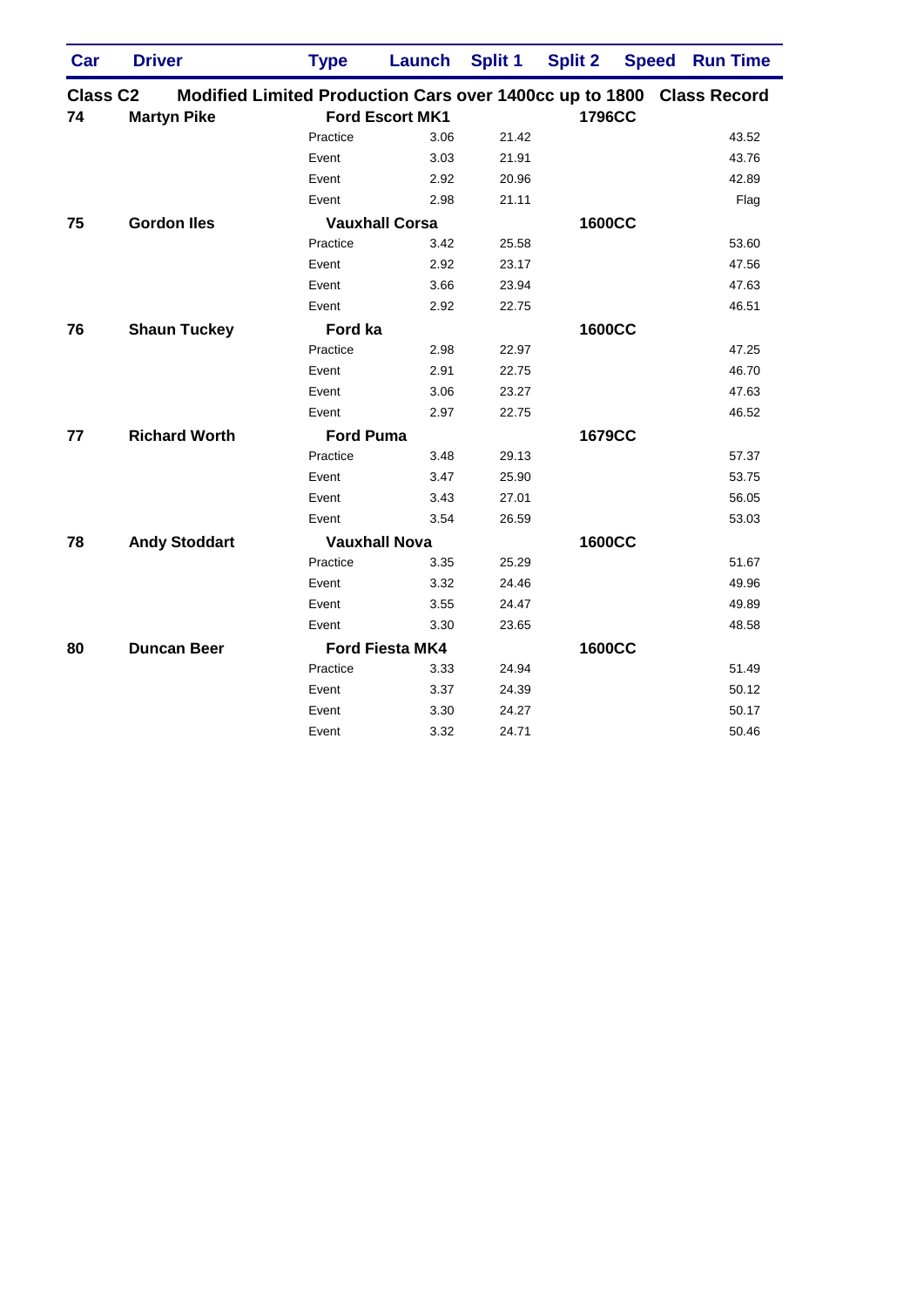| Car | Driver | Type | Launch | Split 1 | Split 2 | Speed | Run Time |
|---|---|---|---|---|---|---|---|
| **Class C2** | **Modified Limited Production Cars over 1400cc up to 1800** | | | | | | **Class Record** |
| **74** | **Martyn Pike** | **Ford Escort MK1** | | | **1796CC** | | |
| | | Practice | 3.06 | 21.42 | | | 43.52 |
| | | Event | 3.03 | 21.91 | | | 43.76 |
| | | Event | 2.92 | 20.96 | | | 42.89 |
| | | Event | 2.98 | 21.11 | | | Flag |
| **75** | **Gordon Iles** | **Vauxhall Corsa** | | | **1600CC** | | |
| | | Practice | 3.42 | 25.58 | | | 53.60 |
| | | Event | 2.92 | 23.17 | | | 47.56 |
| | | Event | 3.66 | 23.94 | | | 47.63 |
| | | Event | 2.92 | 22.75 | | | 46.51 |
| **76** | **Shaun Tuckey** | **Ford ka** | | | **1600CC** | | |
| | | Practice | 2.98 | 22.97 | | | 47.25 |
| | | Event | 2.91 | 22.75 | | | 46.70 |
| | | Event | 3.06 | 23.27 | | | 47.63 |
| | | Event | 2.97 | 22.75 | | | 46.52 |
| **77** | **Richard Worth** | **Ford Puma** | | | **1679CC** | | |
| | | Practice | 3.48 | 29.13 | | | 57.37 |
| | | Event | 3.47 | 25.90 | | | 53.75 |
| | | Event | 3.43 | 27.01 | | | 56.05 |
| | | Event | 3.54 | 26.59 | | | 53.03 |
| **78** | **Andy Stoddart** | **Vauxhall Nova** | | | **1600CC** | | |
| | | Practice | 3.35 | 25.29 | | | 51.67 |
| | | Event | 3.32 | 24.46 | | | 49.96 |
| | | Event | 3.55 | 24.47 | | | 49.89 |
| | | Event | 3.30 | 23.65 | | | 48.58 |
| **80** | **Duncan Beer** | **Ford Fiesta MK4** | | | **1600CC** | | |
| | | Practice | 3.33 | 24.94 | | | 51.49 |
| | | Event | 3.37 | 24.39 | | | 50.12 |
| | | Event | 3.30 | 24.27 | | | 50.17 |
| | | Event | 3.32 | 24.71 | | | 50.46 |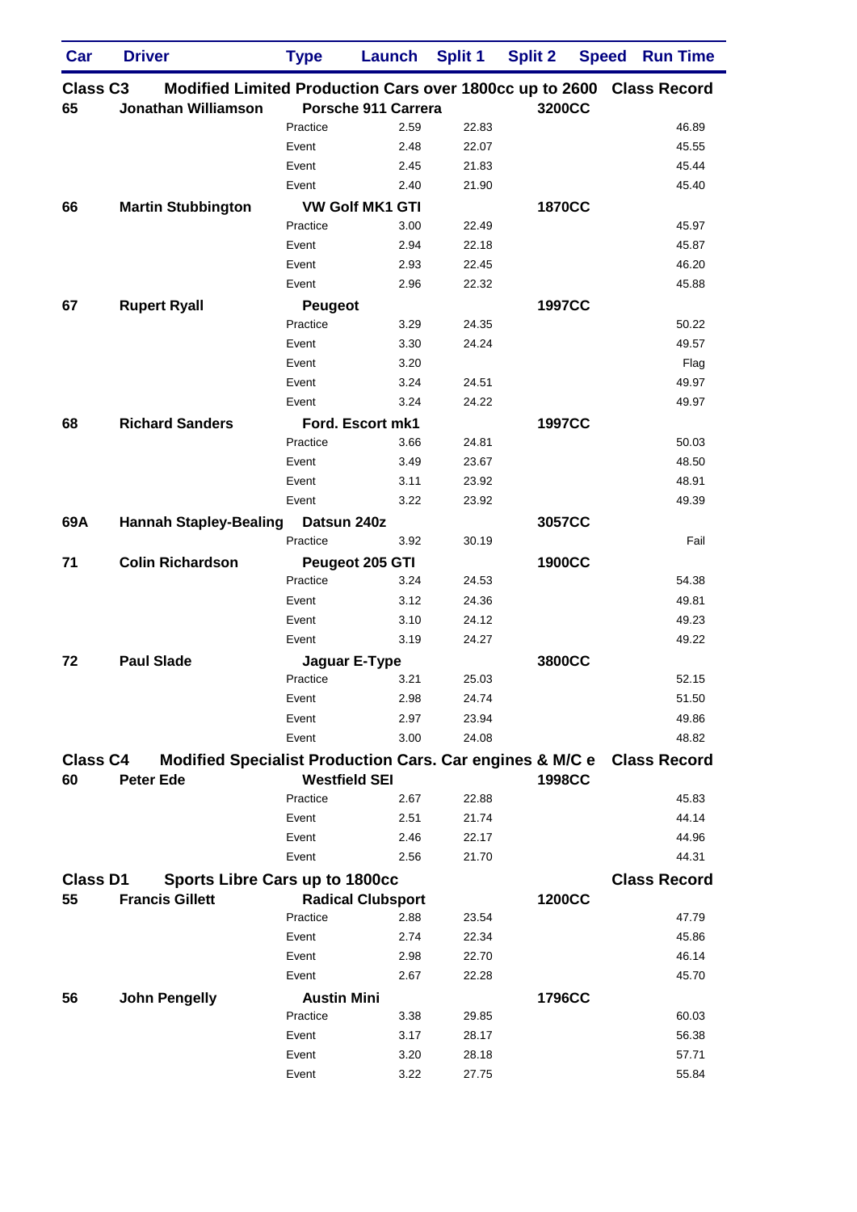| Car | Driver | Type | Launch | Split 1 | Split 2 | Speed | Run Time |
|---|---|---|---|---|---|---|---|
| **Class C3** | **Modified Limited Production Cars over 1800cc up to 2600** | | | | | | **Class Record** |
| **65** | **Jonathan Williamson** | **Porsche 911 Carrera** | | | **3200CC** | | |
| | | Practice | 2.59 | 22.83 | | | 46.89 |
| | | Event | 2.48 | 22.07 | | | 45.55 |
| | | Event | 2.45 | 21.83 | | | 45.44 |
| | | Event | 2.40 | 21.90 | | | 45.40 |
| **66** | **Martin Stubbington** | **VW Golf MK1 GTI** | | | **1870CC** | | |
| | | Practice | 3.00 | 22.49 | | | 45.97 |
| | | Event | 2.94 | 22.18 | | | 45.87 |
| | | Event | 2.93 | 22.45 | | | 46.20 |
| | | Event | 2.96 | 22.32 | | | 45.88 |
| **67** | **Rupert Ryall** | **Peugeot** | | | **1997CC** | | |
| | | Practice | 3.29 | 24.35 | | | 50.22 |
| | | Event | 3.30 | 24.24 | | | 49.57 |
| | | Event | 3.20 | | | | Flag |
| | | Event | 3.24 | 24.51 | | | 49.97 |
| | | Event | 3.24 | 24.22 | | | 49.97 |
| **68** | **Richard Sanders** | **Ford. Escort mk1** | | | **1997CC** | | |
| | | Practice | 3.66 | 24.81 | | | 50.03 |
| | | Event | 3.49 | 23.67 | | | 48.50 |
| | | Event | 3.11 | 23.92 | | | 48.91 |
| | | Event | 3.22 | 23.92 | | | 49.39 |
| **69A** | **Hannah Stapley-Bealing** | **Datsun 240z** | | | **3057CC** | | |
| | | Practice | 3.92 | 30.19 | | | Fail |
| **71** | **Colin Richardson** | **Peugeot 205 GTI** | | | **1900CC** | | |
| | | Practice | 3.24 | 24.53 | | | 54.38 |
| | | Event | 3.12 | 24.36 | | | 49.81 |
| | | Event | 3.10 | 24.12 | | | 49.23 |
| | | Event | 3.19 | 24.27 | | | 49.22 |
| **72** | **Paul Slade** | **Jaguar E-Type** | | | **3800CC** | | |
| | | Practice | 3.21 | 25.03 | | | 52.15 |
| | | Event | 2.98 | 24.74 | | | 51.50 |
| | | Event | 2.97 | 23.94 | | | 49.86 |
| | | Event | 3.00 | 24.08 | | | 48.82 |
| **Class C4** | **Modified Specialist Production Cars. Car engines & M/C e** | | | | | | **Class Record** |
| **60** | **Peter Ede** | **Westfield SEI** | | | **1998CC** | | |
| | | Practice | 2.67 | 22.88 | | | 45.83 |
| | | Event | 2.51 | 21.74 | | | 44.14 |
| | | Event | 2.46 | 22.17 | | | 44.96 |
| | | Event | 2.56 | 21.70 | | | 44.31 |
| **Class D1** | **Sports Libre Cars up to 1800cc** | | | | | | **Class Record** |
| **55** | **Francis Gillett** | **Radical Clubsport** | | | **1200CC** | | |
| | | Practice | 2.88 | 23.54 | | | 47.79 |
| | | Event | 2.74 | 22.34 | | | 45.86 |
| | | Event | 2.98 | 22.70 | | | 46.14 |
| | | Event | 2.67 | 22.28 | | | 45.70 |
| **56** | **John Pengelly** | **Austin Mini** | | | **1796CC** | | |
| | | Practice | 3.38 | 29.85 | | | 60.03 |
| | | Event | 3.17 | 28.17 | | | 56.38 |
| | | Event | 3.20 | 28.18 | | | 57.71 |
| | | Event | 3.22 | 27.75 | | | 55.84 |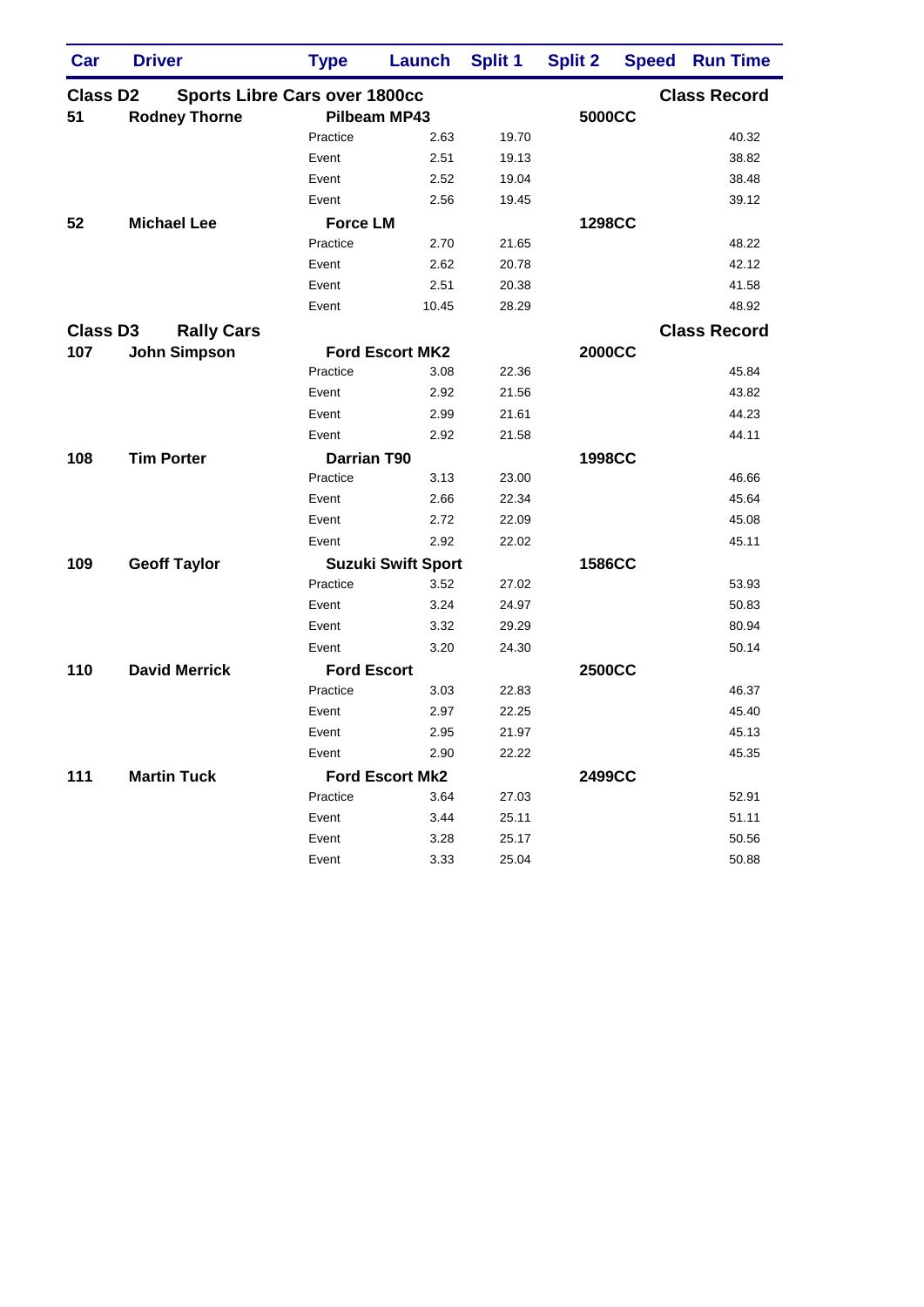| Car | Driver | Type | Launch | Split 1 | Split 2 | Speed | Run Time |
|---|---|---|---|---|---|---|---|
| **Class D2** | **Sports Libre Cars over 1800cc** | | | | | | **Class Record** |
| **51** | **Rodney Thorne** | **Pilbeam MP43** | | | **5000CC** | | |
| | | Practice | 2.63 | 19.70 | | | 40.32 |
| | | Event | 2.51 | 19.13 | | | 38.82 |
| | | Event | 2.52 | 19.04 | | | 38.48 |
| | | Event | 2.56 | 19.45 | | | 39.12 |
| **52** | **Michael Lee** | **Force LM** | | | **1298CC** | | |
| | | Practice | 2.70 | 21.65 | | | 48.22 |
| | | Event | 2.62 | 20.78 | | | 42.12 |
| | | Event | 2.51 | 20.38 | | | 41.58 |
| | | Event | 10.45 | 28.29 | | | 48.92 |
| **Class D3** | **Rally Cars** | | | | | | **Class Record** |
| **107** | **John Simpson** | **Ford Escort MK2** | | | **2000CC** | | |
| | | Practice | 3.08 | 22.36 | | | 45.84 |
| | | Event | 2.92 | 21.56 | | | 43.82 |
| | | Event | 2.99 | 21.61 | | | 44.23 |
| | | Event | 2.92 | 21.58 | | | 44.11 |
| **108** | **Tim Porter** | **Darrian T90** | | | **1998CC** | | |
| | | Practice | 3.13 | 23.00 | | | 46.66 |
| | | Event | 2.66 | 22.34 | | | 45.64 |
| | | Event | 2.72 | 22.09 | | | 45.08 |
| | | Event | 2.92 | 22.02 | | | 45.11 |
| **109** | **Geoff Taylor** | **Suzuki Swift Sport** | | | **1586CC** | | |
| | | Practice | 3.52 | 27.02 | | | 53.93 |
| | | Event | 3.24 | 24.97 | | | 50.83 |
| | | Event | 3.32 | 29.29 | | | 80.94 |
| | | Event | 3.20 | 24.30 | | | 50.14 |
| **110** | **David Merrick** | **Ford Escort** | | | **2500CC** | | |
| | | Practice | 3.03 | 22.83 | | | 46.37 |
| | | Event | 2.97 | 22.25 | | | 45.40 |
| | | Event | 2.95 | 21.97 | | | 45.13 |
| | | Event | 2.90 | 22.22 | | | 45.35 |
| **111** | **Martin Tuck** | **Ford Escort Mk2** | | | **2499CC** | | |
| | | Practice | 3.64 | 27.03 | | | 52.91 |
| | | Event | 3.44 | 25.11 | | | 51.11 |
| | | Event | 3.28 | 25.17 | | | 50.56 |
| | | Event | 3.33 | 25.04 | | | 50.88 |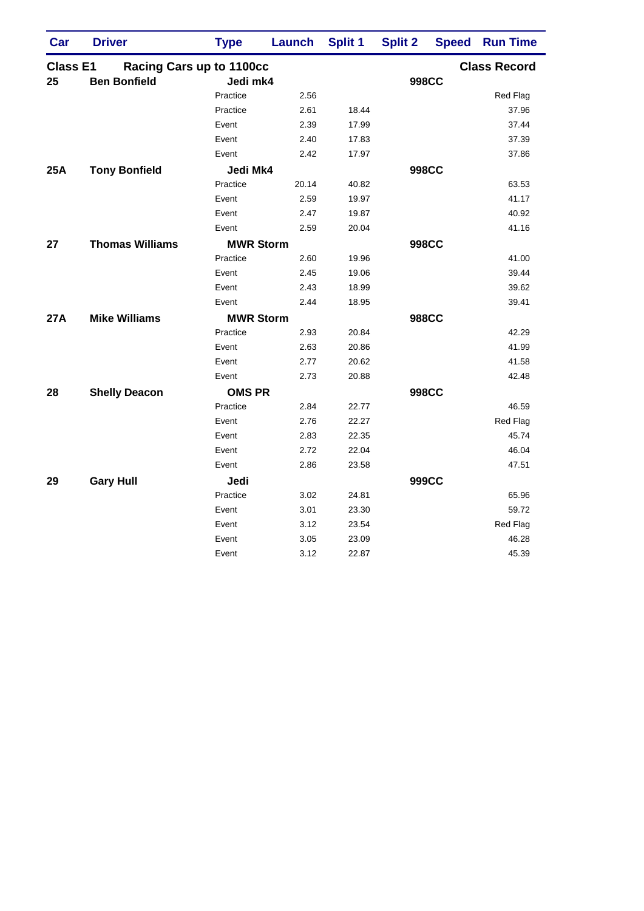| Car | Driver | Type | Launch | Split 1 | Split 2 | Speed | Run Time |
|---|---|---|---|---|---|---|---|
| **Class E1** | **Racing Cars up to 1100cc** | | | | | | **Class Record** |
| **25** | **Ben Bonfield** | **Jedi mk4** | | | **998CC** | | |
| | | Practice | 2.56 | | | | Red Flag |
| | | Practice | 2.61 | 18.44 | | | 37.96 |
| | | Event | 2.39 | 17.99 | | | 37.44 |
| | | Event | 2.40 | 17.83 | | | 37.39 |
| | | Event | 2.42 | 17.97 | | | 37.86 |
| **25A** | **Tony Bonfield** | **Jedi Mk4** | | | **998CC** | | |
| | | Practice | 20.14 | 40.82 | | | 63.53 |
| | | Event | 2.59 | 19.97 | | | 41.17 |
| | | Event | 2.47 | 19.87 | | | 40.92 |
| | | Event | 2.59 | 20.04 | | | 41.16 |
| **27** | **Thomas Williams** | **MWR Storm** | | | **998CC** | | |
| | | Practice | 2.60 | 19.96 | | | 41.00 |
| | | Event | 2.45 | 19.06 | | | 39.44 |
| | | Event | 2.43 | 18.99 | | | 39.62 |
| | | Event | 2.44 | 18.95 | | | 39.41 |
| **27A** | **Mike Williams** | **MWR Storm** | | | **988CC** | | |
| | | Practice | 2.93 | 20.84 | | | 42.29 |
| | | Event | 2.63 | 20.86 | | | 41.99 |
| | | Event | 2.77 | 20.62 | | | 41.58 |
| | | Event | 2.73 | 20.88 | | | 42.48 |
| **28** | **Shelly Deacon** | **OMS PR** | | | **998CC** | | |
| | | Practice | 2.84 | 22.77 | | | 46.59 |
| | | Event | 2.76 | 22.27 | | | Red Flag |
| | | Event | 2.83 | 22.35 | | | 45.74 |
| | | Event | 2.72 | 22.04 | | | 46.04 |
| | | Event | 2.86 | 23.58 | | | 47.51 |
| **29** | **Gary Hull** | **Jedi** | | | **999CC** | | |
| | | Practice | 3.02 | 24.81 | | | 65.96 |
| | | Event | 3.01 | 23.30 | | | 59.72 |
| | | Event | 3.12 | 23.54 | | | Red Flag |
| | | Event | 3.05 | 23.09 | | | 46.28 |
| | | Event | 3.12 | 22.87 | | | 45.39 |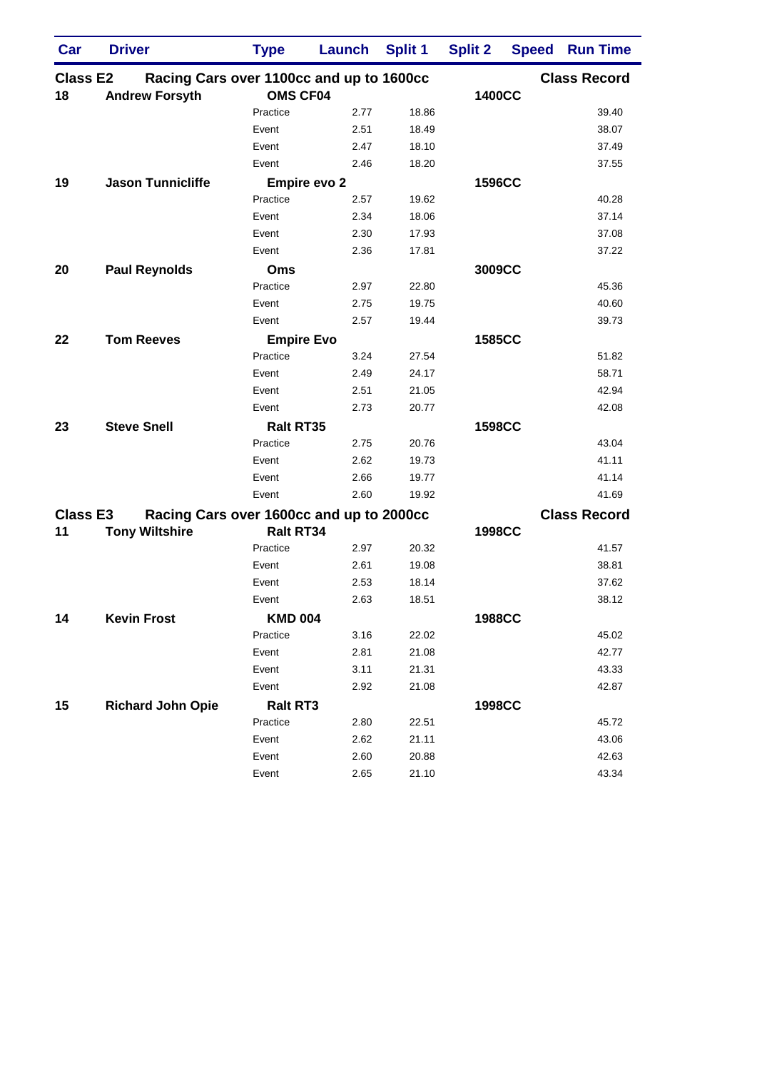| Car | Driver | Type | Launch | Split 1 | Split 2 | Speed | Run Time |
|---|---|---|---|---|---|---|---|
| **Class E2** | **Racing Cars over 1100cc and up to 1600cc** | | | | | | **Class Record** |
| **18** | **Andrew Forsyth** | **OMS CF04** | | | **1400CC** | | |
| | | Practice | 2.77 | 18.86 | | | 39.40 |
| | | Event | 2.51 | 18.49 | | | 38.07 |
| | | Event | 2.47 | 18.10 | | | 37.49 |
| | | Event | 2.46 | 18.20 | | | 37.55 |
| **19** | **Jason Tunnicliffe** | **Empire evo 2** | | | **1596CC** | | |
| | | Practice | 2.57 | 19.62 | | | 40.28 |
| | | Event | 2.34 | 18.06 | | | 37.14 |
| | | Event | 2.30 | 17.93 | | | 37.08 |
| | | Event | 2.36 | 17.81 | | | 37.22 |
| **20** | **Paul Reynolds** | **Oms** | | | **3009CC** | | |
| | | Practice | 2.97 | 22.80 | | | 45.36 |
| | | Event | 2.75 | 19.75 | | | 40.60 |
| | | Event | 2.57 | 19.44 | | | 39.73 |
| **22** | **Tom Reeves** | **Empire Evo** | | | **1585CC** | | |
| | | Practice | 3.24 | 27.54 | | | 51.82 |
| | | Event | 2.49 | 24.17 | | | 58.71 |
| | | Event | 2.51 | 21.05 | | | 42.94 |
| | | Event | 2.73 | 20.77 | | | 42.08 |
| **23** | **Steve Snell** | **Ralt RT35** | | | **1598CC** | | |
| | | Practice | 2.75 | 20.76 | | | 43.04 |
| | | Event | 2.62 | 19.73 | | | 41.11 |
| | | Event | 2.66 | 19.77 | | | 41.14 |
| | | Event | 2.60 | 19.92 | | | 41.69 |
| **Class E3** | **Racing Cars over 1600cc and up to 2000cc** | | | | | | **Class Record** |
| **11** | **Tony Wiltshire** | **Ralt RT34** | | | **1998CC** | | |
| | | Practice | 2.97 | 20.32 | | | 41.57 |
| | | Event | 2.61 | 19.08 | | | 38.81 |
| | | Event | 2.53 | 18.14 | | | 37.62 |
| | | Event | 2.63 | 18.51 | | | 38.12 |
| **14** | **Kevin Frost** | **KMD 004** | | | **1988CC** | | |
| | | Practice | 3.16 | 22.02 | | | 45.02 |
| | | Event | 2.81 | 21.08 | | | 42.77 |
| | | Event | 3.11 | 21.31 | | | 43.33 |
| | | Event | 2.92 | 21.08 | | | 42.87 |
| **15** | **Richard John Opie** | **Ralt RT3** | | | **1998CC** | | |
| | | Practice | 2.80 | 22.51 | | | 45.72 |
| | | Event | 2.62 | 21.11 | | | 43.06 |
| | | Event | 2.60 | 20.88 | | | 42.63 |
| | | Event | 2.65 | 21.10 | | | 43.34 |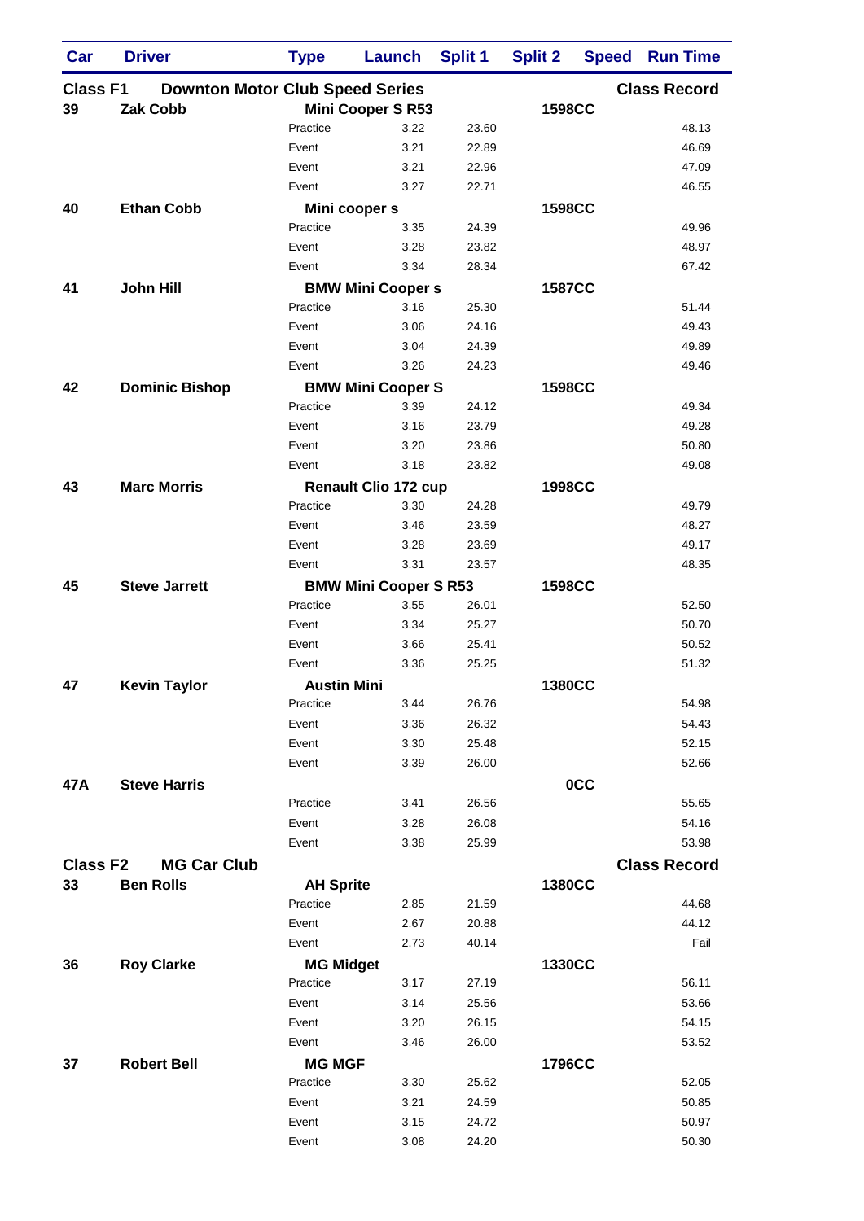| Car | Driver | Type | Launch | Split 1 | Split 2 | Speed | Run Time |
|---|---|---|---|---|---|---|---|
| **Class F1** | **Downton Motor Club Speed Series** | | | | | | **Class Record** |
| **39** | **Zak Cobb** | **Mini Cooper S R53** | | | **1598CC** | | |
| | | Practice | 3.22 | 23.60 | | | 48.13 |
| | | Event | 3.21 | 22.89 | | | 46.69 |
| | | Event | 3.21 | 22.96 | | | 47.09 |
| | | Event | 3.27 | 22.71 | | | 46.55 |
| **40** | **Ethan Cobb** | **Mini cooper s** | | | **1598CC** | | |
| | | Practice | 3.35 | 24.39 | | | 49.96 |
| | | Event | 3.28 | 23.82 | | | 48.97 |
| | | Event | 3.34 | 28.34 | | | 67.42 |
| **41** | **John Hill** | **BMW Mini Cooper s** | | | **1587CC** | | |
| | | Practice | 3.16 | 25.30 | | | 51.44 |
| | | Event | 3.06 | 24.16 | | | 49.43 |
| | | Event | 3.04 | 24.39 | | | 49.89 |
| | | Event | 3.26 | 24.23 | | | 49.46 |
| **42** | **Dominic Bishop** | **BMW Mini Cooper S** | | | **1598CC** | | |
| | | Practice | 3.39 | 24.12 | | | 49.34 |
| | | Event | 3.16 | 23.79 | | | 49.28 |
| | | Event | 3.20 | 23.86 | | | 50.80 |
| | | Event | 3.18 | 23.82 | | | 49.08 |
| **43** | **Marc Morris** | **Renault Clio 172 cup** | | | **1998CC** | | |
| | | Practice | 3.30 | 24.28 | | | 49.79 |
| | | Event | 3.46 | 23.59 | | | 48.27 |
| | | Event | 3.28 | 23.69 | | | 49.17 |
| | | Event | 3.31 | 23.57 | | | 48.35 |
| **45** | **Steve Jarrett** | **BMW Mini Cooper S R53** | | | **1598CC** | | |
| | | Practice | 3.55 | 26.01 | | | 52.50 |
| | | Event | 3.34 | 25.27 | | | 50.70 |
| | | Event | 3.66 | 25.41 | | | 50.52 |
| | | Event | 3.36 | 25.25 | | | 51.32 |
| **47** | **Kevin Taylor** | **Austin Mini** | | | **1380CC** | | |
| | | Practice | 3.44 | 26.76 | | | 54.98 |
| | | Event | 3.36 | 26.32 | | | 54.43 |
| | | Event | 3.30 | 25.48 | | | 52.15 |
| | | Event | 3.39 | 26.00 | | | 52.66 |
| **47A** | **Steve Harris** | | | | **0CC** | | |
| | | Practice | 3.41 | 26.56 | | | 55.65 |
| | | Event | 3.28 | 26.08 | | | 54.16 |
| | | Event | 3.38 | 25.99 | | | 53.98 |
| **Class F2** | **MG Car Club** | | | | | | **Class Record** |
| **33** | **Ben Rolls** | **AH Sprite** | | | **1380CC** | | |
| | | Practice | 2.85 | 21.59 | | | 44.68 |
| | | Event | 2.67 | 20.88 | | | 44.12 |
| | | Event | 2.73 | 40.14 | | | Fail |
| **36** | **Roy Clarke** | **MG Midget** | | | **1330CC** | | |
| | | Practice | 3.17 | 27.19 | | | 56.11 |
| | | Event | 3.14 | 25.56 | | | 53.66 |
| | | Event | 3.20 | 26.15 | | | 54.15 |
| | | Event | 3.46 | 26.00 | | | 53.52 |
| **37** | **Robert Bell** | **MG MGF** | | | **1796CC** | | |
| | | Practice | 3.30 | 25.62 | | | 52.05 |
| | | Event | 3.21 | 24.59 | | | 50.85 |
| | | Event | 3.15 | 24.72 | | | 50.97 |
| | | Event | 3.08 | 24.20 | | | 50.30 |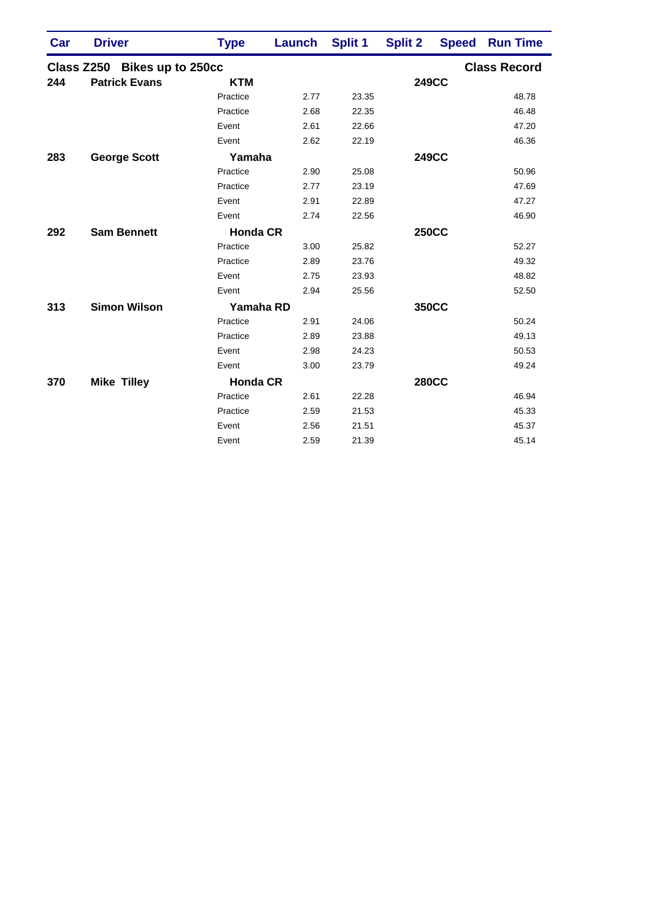| Car | Driver | Type | Launch | Split 1 | Split 2 | Speed | Run Time |
|---|---|---|---|---|---|---|---|
| **Class Z250** | **Bikes up to 250cc** | | | | | | **Class Record** |
| **244** | **Patrick Evans** | **KTM** | | | **249CC** | | |
| | | Practice | 2.77 | 23.35 | | | 48.78 |
| | | Practice | 2.68 | 22.35 | | | 46.48 |
| | | Event | 2.61 | 22.66 | | | 47.20 |
| | | Event | 2.62 | 22.19 | | | 46.36 |
| **283** | **George Scott** | **Yamaha** | | | **249CC** | | |
| | | Practice | 2.90 | 25.08 | | | 50.96 |
| | | Practice | 2.77 | 23.19 | | | 47.69 |
| | | Event | 2.91 | 22.89 | | | 47.27 |
| | | Event | 2.74 | 22.56 | | | 46.90 |
| **292** | **Sam Bennett** | **Honda CR** | | | **250CC** | | |
| | | Practice | 3.00 | 25.82 | | | 52.27 |
| | | Practice | 2.89 | 23.76 | | | 49.32 |
| | | Event | 2.75 | 23.93 | | | 48.82 |
| | | Event | 2.94 | 25.56 | | | 52.50 |
| **313** | **Simon Wilson** | **Yamaha RD** | | | **350CC** | | |
| | | Practice | 2.91 | 24.06 | | | 50.24 |
| | | Practice | 2.89 | 23.88 | | | 49.13 |
| | | Event | 2.98 | 24.23 | | | 50.53 |
| | | Event | 3.00 | 23.79 | | | 49.24 |
| **370** | **Mike Tilley** | **Honda CR** | | | **280CC** | | |
| | | Practice | 2.61 | 22.28 | | | 46.94 |
| | | Practice | 2.59 | 21.53 | | | 45.33 |
| | | Event | 2.56 | 21.51 | | | 45.37 |
| | | Event | 2.59 | 21.39 | | | 45.14 |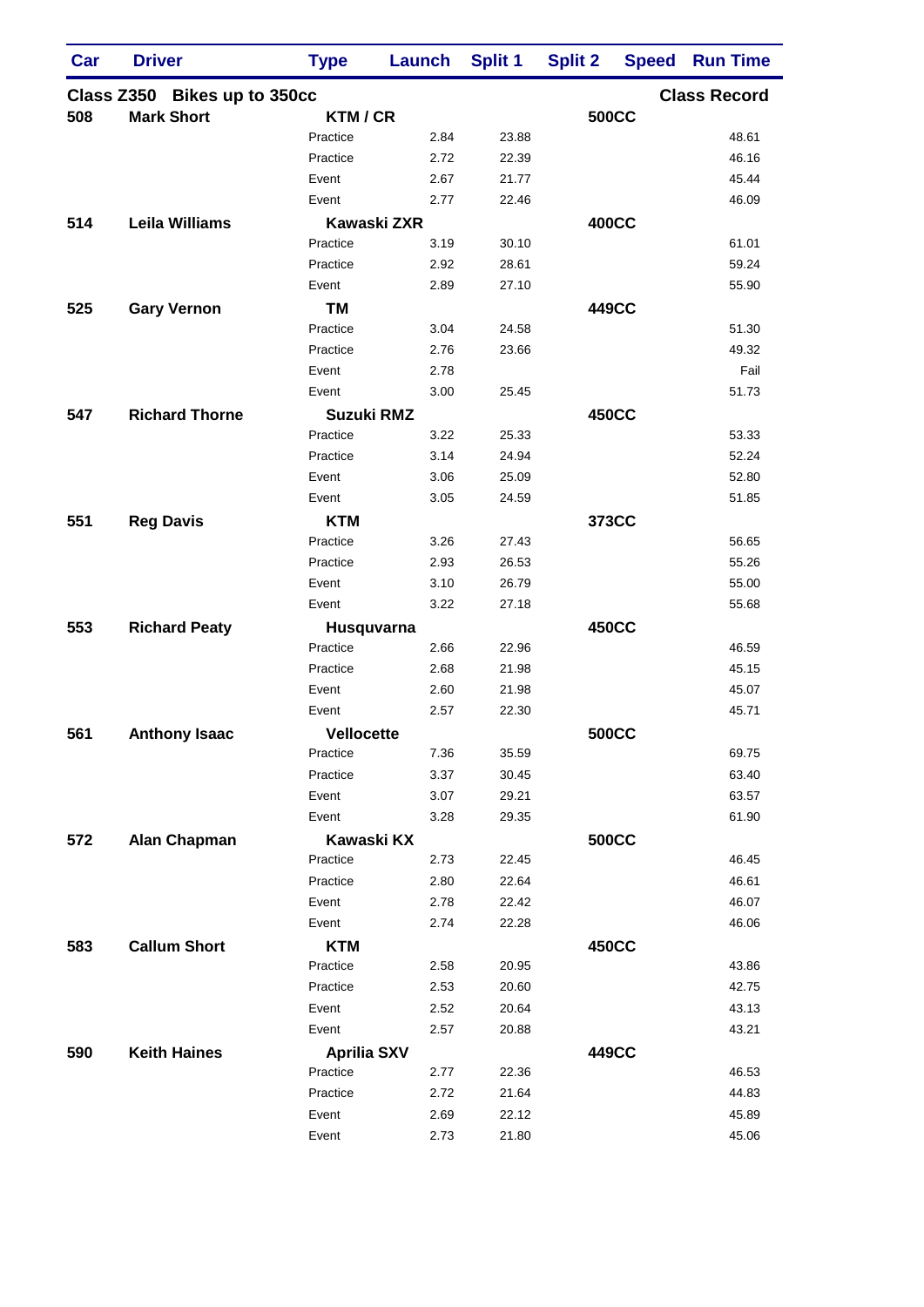| Car | Driver | Type | Launch | Split 1 | Split 2 | Speed | Run Time |
|---|---|---|---|---|---|---|---|
| **Class Z350** | **Bikes up to 350cc** | | | | | | **Class Record** |
| **508** | **Mark Short** | **KTM / CR** | | | **500CC** | | |
| | | Practice | 2.84 | 23.88 | | | 48.61 |
| | | Practice | 2.72 | 22.39 | | | 46.16 |
| | | Event | 2.67 | 21.77 | | | 45.44 |
| | | Event | 2.77 | 22.46 | | | 46.09 |
| **514** | **Leila Williams** | **Kawaski ZXR** | | | **400CC** | | |
| | | Practice | 3.19 | 30.10 | | | 61.01 |
| | | Practice | 2.92 | 28.61 | | | 59.24 |
| | | Event | 2.89 | 27.10 | | | 55.90 |
| **525** | **Gary Vernon** | **TM** | | | **449CC** | | |
| | | Practice | 3.04 | 24.58 | | | 51.30 |
| | | Practice | 2.76 | 23.66 | | | 49.32 |
| | | Event | 2.78 | | | | Fail |
| | | Event | 3.00 | 25.45 | | | 51.73 |
| **547** | **Richard Thorne** | **Suzuki RMZ** | | | **450CC** | | |
| | | Practice | 3.22 | 25.33 | | | 53.33 |
| | | Practice | 3.14 | 24.94 | | | 52.24 |
| | | Event | 3.06 | 25.09 | | | 52.80 |
| | | Event | 3.05 | 24.59 | | | 51.85 |
| **551** | **Reg Davis** | **KTM** | | | **373CC** | | |
| | | Practice | 3.26 | 27.43 | | | 56.65 |
| | | Practice | 2.93 | 26.53 | | | 55.26 |
| | | Event | 3.10 | 26.79 | | | 55.00 |
| | | Event | 3.22 | 27.18 | | | 55.68 |
| **553** | **Richard Peaty** | **Husquvarna** | | | **450CC** | | |
| | | Practice | 2.66 | 22.96 | | | 46.59 |
| | | Practice | 2.68 | 21.98 | | | 45.15 |
| | | Event | 2.60 | 21.98 | | | 45.07 |
| | | Event | 2.57 | 22.30 | | | 45.71 |
| **561** | **Anthony Isaac** | **Vellocette** | | | **500CC** | | |
| | | Practice | 7.36 | 35.59 | | | 69.75 |
| | | Practice | 3.37 | 30.45 | | | 63.40 |
| | | Event | 3.07 | 29.21 | | | 63.57 |
| | | Event | 3.28 | 29.35 | | | 61.90 |
| **572** | **Alan Chapman** | **Kawaski KX** | | | **500CC** | | |
| | | Practice | 2.73 | 22.45 | | | 46.45 |
| | | Practice | 2.80 | 22.64 | | | 46.61 |
| | | Event | 2.78 | 22.42 | | | 46.07 |
| | | Event | 2.74 | 22.28 | | | 46.06 |
| **583** | **Callum Short** | **KTM** | | | **450CC** | | |
| | | Practice | 2.58 | 20.95 | | | 43.86 |
| | | Practice | 2.53 | 20.60 | | | 42.75 |
| | | Event | 2.52 | 20.64 | | | 43.13 |
| | | Event | 2.57 | 20.88 | | | 43.21 |
| **590** | **Keith Haines** | **Aprilia SXV** | | | **449CC** | | |
| | | Practice | 2.77 | 22.36 | | | 46.53 |
| | | Practice | 2.72 | 21.64 | | | 44.83 |
| | | Event | 2.69 | 22.12 | | | 45.89 |
| | | Event | 2.73 | 21.80 | | | 45.06 |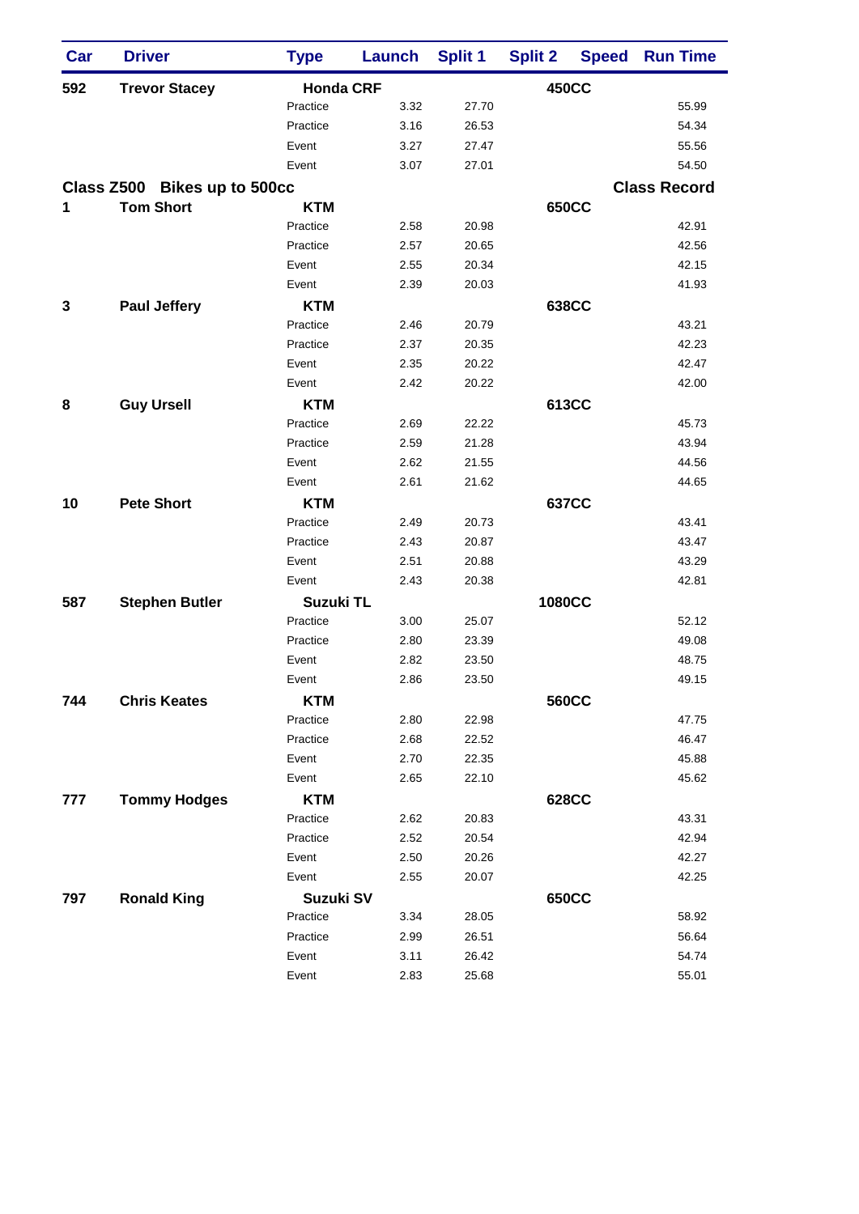| Car | Driver | Type | Launch | Split 1 | Split 2 | Speed | Run Time |
|---|---|---|---|---|---|---|---|
| **592** | **Trevor Stacey** | **Honda CRF** | | | **450CC** | | |
| | | Practice | 3.32 | 27.70 | | | 55.99 |
| | | Practice | 3.16 | 26.53 | | | 54.34 |
| | | Event | 3.27 | 27.47 | | | 55.56 |
| | | Event | 3.07 | 27.01 | | | 54.50 |
| **Class Z500** | **Bikes up to 500cc** | | | | | **Class Record** | |
| **1** | **Tom Short** | **KTM** | | | **650CC** | | |
| | | Practice | 2.58 | 20.98 | | | 42.91 |
| | | Practice | 2.57 | 20.65 | | | 42.56 |
| | | Event | 2.55 | 20.34 | | | 42.15 |
| | | Event | 2.39 | 20.03 | | | 41.93 |
| **3** | **Paul Jeffery** | **KTM** | | | **638CC** | | |
| | | Practice | 2.46 | 20.79 | | | 43.21 |
| | | Practice | 2.37 | 20.35 | | | 42.23 |
| | | Event | 2.35 | 20.22 | | | 42.47 |
| | | Event | 2.42 | 20.22 | | | 42.00 |
| **8** | **Guy Ursell** | **KTM** | | | **613CC** | | |
| | | Practice | 2.69 | 22.22 | | | 45.73 |
| | | Practice | 2.59 | 21.28 | | | 43.94 |
| | | Event | 2.62 | 21.55 | | | 44.56 |
| | | Event | 2.61 | 21.62 | | | 44.65 |
| **10** | **Pete Short** | **KTM** | | | **637CC** | | |
| | | Practice | 2.49 | 20.73 | | | 43.41 |
| | | Practice | 2.43 | 20.87 | | | 43.47 |
| | | Event | 2.51 | 20.88 | | | 43.29 |
| | | Event | 2.43 | 20.38 | | | 42.81 |
| **587** | **Stephen Butler** | **Suzuki TL** | | | **1080CC** | | |
| | | Practice | 3.00 | 25.07 | | | 52.12 |
| | | Practice | 2.80 | 23.39 | | | 49.08 |
| | | Event | 2.82 | 23.50 | | | 48.75 |
| | | Event | 2.86 | 23.50 | | | 49.15 |
| **744** | **Chris Keates** | **KTM** | | | **560CC** | | |
| | | Practice | 2.80 | 22.98 | | | 47.75 |
| | | Practice | 2.68 | 22.52 | | | 46.47 |
| | | Event | 2.70 | 22.35 | | | 45.88 |
| | | Event | 2.65 | 22.10 | | | 45.62 |
| **777** | **Tommy Hodges** | **KTM** | | | **628CC** | | |
| | | Practice | 2.62 | 20.83 | | | 43.31 |
| | | Practice | 2.52 | 20.54 | | | 42.94 |
| | | Event | 2.50 | 20.26 | | | 42.27 |
| | | Event | 2.55 | 20.07 | | | 42.25 |
| **797** | **Ronald King** | **Suzuki SV** | | | **650CC** | | |
| | | Practice | 3.34 | 28.05 | | | 58.92 |
| | | Practice | 2.99 | 26.51 | | | 56.64 |
| | | Event | 3.11 | 26.42 | | | 54.74 |
| | | Event | 2.83 | 25.68 | | | 55.01 |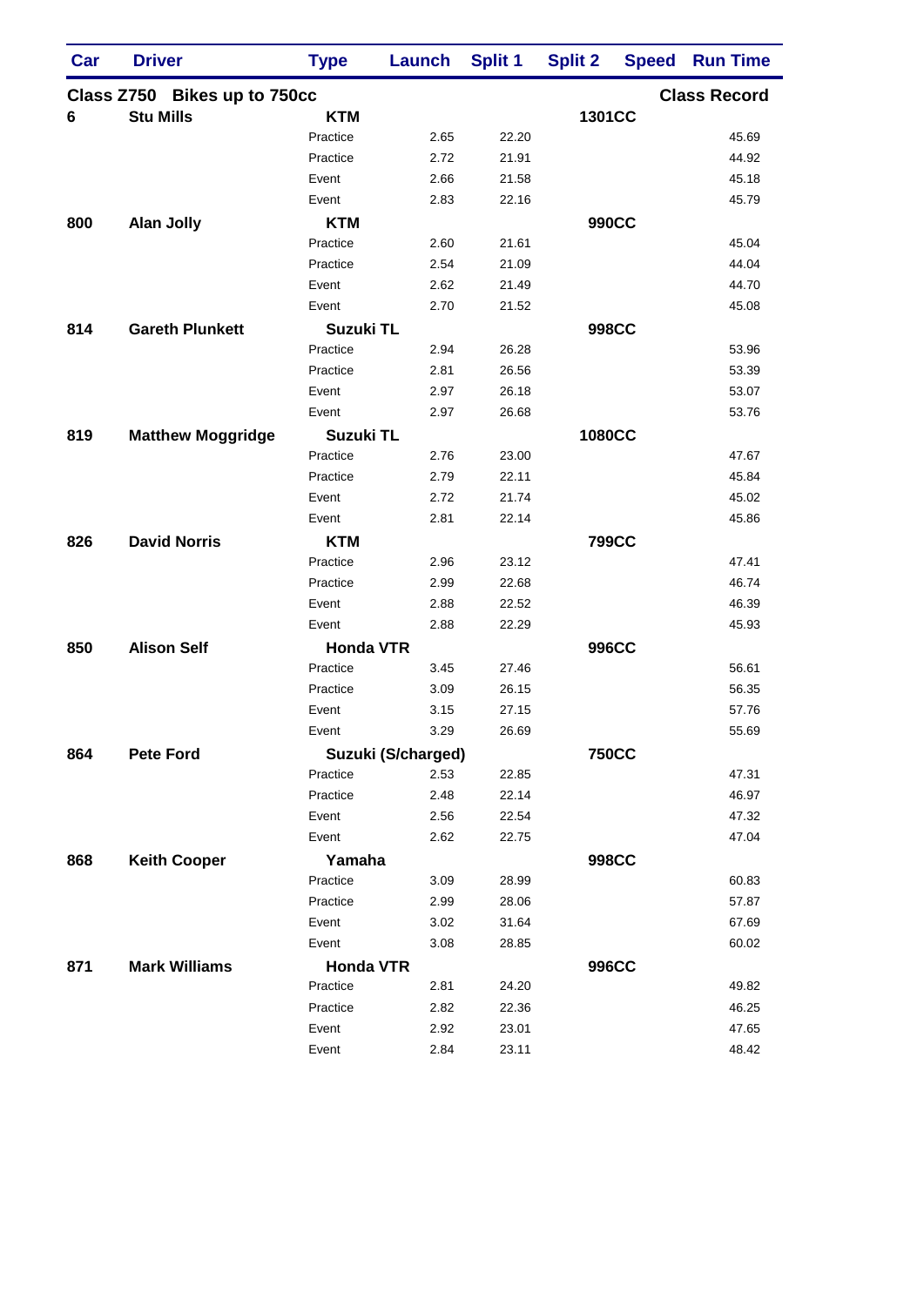| Car | Driver | Type | Launch | Split 1 | Split 2 | Speed | Run Time |
|---|---|---|---|---|---|---|---|
| **Class Z750** | **Bikes up to 750cc** | | | | | | **Class Record** |
| **6** | **Stu Mills** | **KTM** | | | **1301CC** | | |
| | | Practice | 2.65 | 22.20 | | | 45.69 |
| | | Practice | 2.72 | 21.91 | | | 44.92 |
| | | Event | 2.66 | 21.58 | | | 45.18 |
| | | Event | 2.83 | 22.16 | | | 45.79 |
| **800** | **Alan Jolly** | **KTM** | | | **990CC** | | |
| | | Practice | 2.60 | 21.61 | | | 45.04 |
| | | Practice | 2.54 | 21.09 | | | 44.04 |
| | | Event | 2.62 | 21.49 | | | 44.70 |
| | | Event | 2.70 | 21.52 | | | 45.08 |
| **814** | **Gareth Plunkett** | **Suzuki TL** | | | **998CC** | | |
| | | Practice | 2.94 | 26.28 | | | 53.96 |
| | | Practice | 2.81 | 26.56 | | | 53.39 |
| | | Event | 2.97 | 26.18 | | | 53.07 |
| | | Event | 2.97 | 26.68 | | | 53.76 |
| **819** | **Matthew Moggridge** | **Suzuki TL** | | | **1080CC** | | |
| | | Practice | 2.76 | 23.00 | | | 47.67 |
| | | Practice | 2.79 | 22.11 | | | 45.84 |
| | | Event | 2.72 | 21.74 | | | 45.02 |
| | | Event | 2.81 | 22.14 | | | 45.86 |
| **826** | **David Norris** | **KTM** | | | **799CC** | | |
| | | Practice | 2.96 | 23.12 | | | 47.41 |
| | | Practice | 2.99 | 22.68 | | | 46.74 |
| | | Event | 2.88 | 22.52 | | | 46.39 |
| | | Event | 2.88 | 22.29 | | | 45.93 |
| **850** | **Alison Self** | **Honda VTR** | | | **996CC** | | |
| | | Practice | 3.45 | 27.46 | | | 56.61 |
| | | Practice | 3.09 | 26.15 | | | 56.35 |
| | | Event | 3.15 | 27.15 | | | 57.76 |
| | | Event | 3.29 | 26.69 | | | 55.69 |
| **864** | **Pete Ford** | **Suzuki (S/charged)** | | | **750CC** | | |
| | | Practice | 2.53 | 22.85 | | | 47.31 |
| | | Practice | 2.48 | 22.14 | | | 46.97 |
| | | Event | 2.56 | 22.54 | | | 47.32 |
| | | Event | 2.62 | 22.75 | | | 47.04 |
| **868** | **Keith Cooper** | **Yamaha** | | | **998CC** | | |
| | | Practice | 3.09 | 28.99 | | | 60.83 |
| | | Practice | 2.99 | 28.06 | | | 57.87 |
| | | Event | 3.02 | 31.64 | | | 67.69 |
| | | Event | 3.08 | 28.85 | | | 60.02 |
| **871** | **Mark Williams** | **Honda VTR** | | | **996CC** | | |
| | | Practice | 2.81 | 24.20 | | | 49.82 |
| | | Practice | 2.82 | 22.36 | | | 46.25 |
| | | Event | 2.92 | 23.01 | | | 47.65 |
| | | Event | 2.84 | 23.11 | | | 48.42 |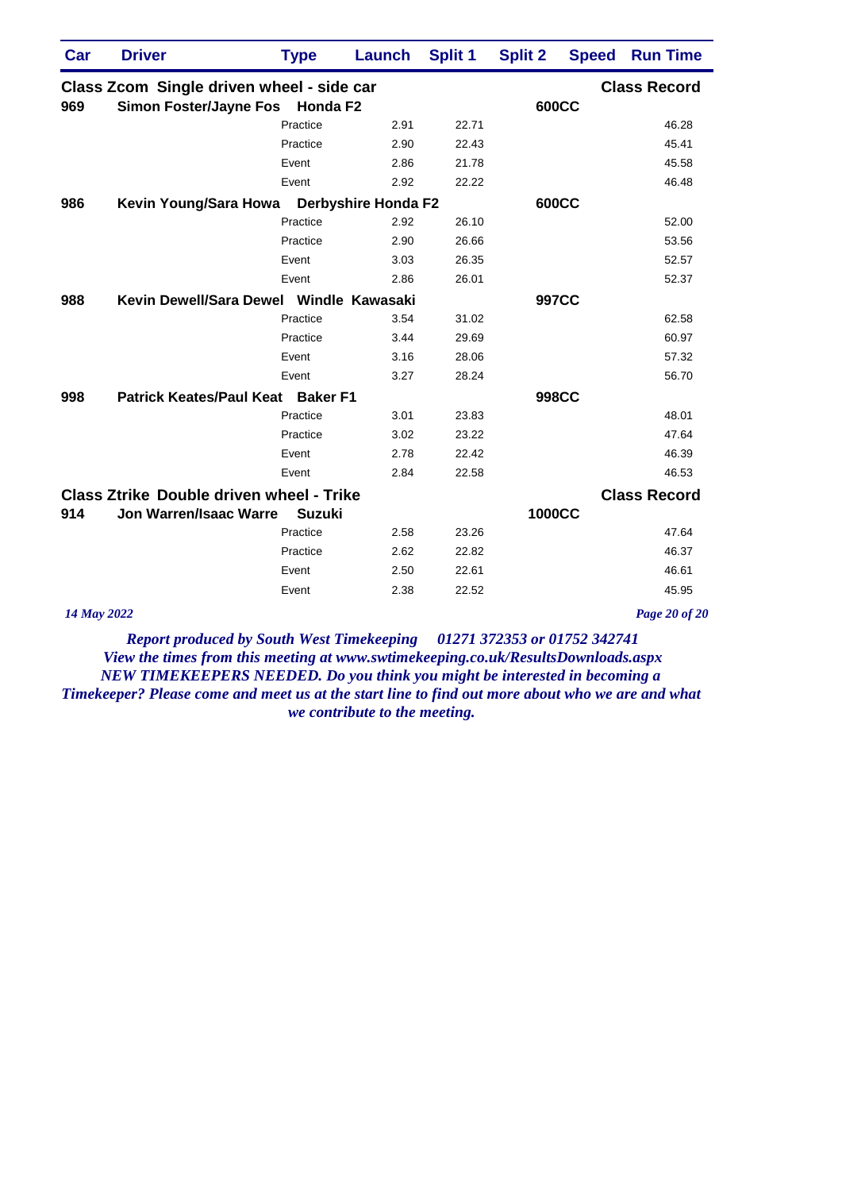| Car | Driver | Type | Launch | Split 1 | Split 2 | Speed | Run Time |
|---|---|---|---|---|---|---|---|
| **Class Zcom Single driven wheel - side car** | | | | | | | **Class Record** |
| **969** | **Simon Foster/Jayne Fos** | **Honda F2** | | | **600CC** | | |
| | | Practice | 2.91 | 22.71 | | | 46.28 |
| | | Practice | 2.90 | 22.43 | | | 45.41 |
| | | Event | 2.86 | 21.78 | | | 45.58 |
| | | Event | 2.92 | 22.22 | | | 46.48 |
| **986** | **Kevin Young/Sara Howa** | **Derbyshire Honda F2** | | | **600CC** | | |
| | | Practice | 2.92 | 26.10 | | | 52.00 |
| | | Practice | 2.90 | 26.66 | | | 53.56 |
| | | Event | 3.03 | 26.35 | | | 52.57 |
| | | Event | 2.86 | 26.01 | | | 52.37 |
| **988** | **Kevin Dewell/Sara Dewel** | **Windle Kawasaki** | | | **997CC** | | |
| | | Practice | 3.54 | 31.02 | | | 62.58 |
| | | Practice | 3.44 | 29.69 | | | 60.97 |
| | | Event | 3.16 | 28.06 | | | 57.32 |
| | | Event | 3.27 | 28.24 | | | 56.70 |
| **998** | **Patrick Keates/Paul Keat** | **Baker F1** | | | **998CC** | | |
| | | Practice | 3.01 | 23.83 | | | 48.01 |
| | | Practice | 3.02 | 23.22 | | | 47.64 |
| | | Event | 2.78 | 22.42 | | | 46.39 |
| | | Event | 2.84 | 22.58 | | | 46.53 |
| **Class Ztrike Double driven wheel - Trike** | | | | | | | **Class Record** |
| **914** | **Jon Warren/Isaac Warre** | **Suzuki** | | | **1000CC** | | |
| | | Practice | 2.58 | 23.26 | | | 47.64 |
| | | Practice | 2.62 | 22.82 | | | 46.37 |
| | | Event | 2.50 | 22.61 | | | 46.61 |
| | | Event | 2.38 | 22.52 | | | 45.95 |

*14 May 2022*

*Report produced by South West Timekeeping 01271 372353 or 01752 342741*
*View the times from this meeting at www.swtimekeeping.co.uk/ResultsDownloads.aspx*
*NEW TIMEKEEPERS NEEDED. Do you think you might be interested in becoming a Timekeeper? Please come and meet us at the start line to find out more about who we are and what we contribute to the meeting.*